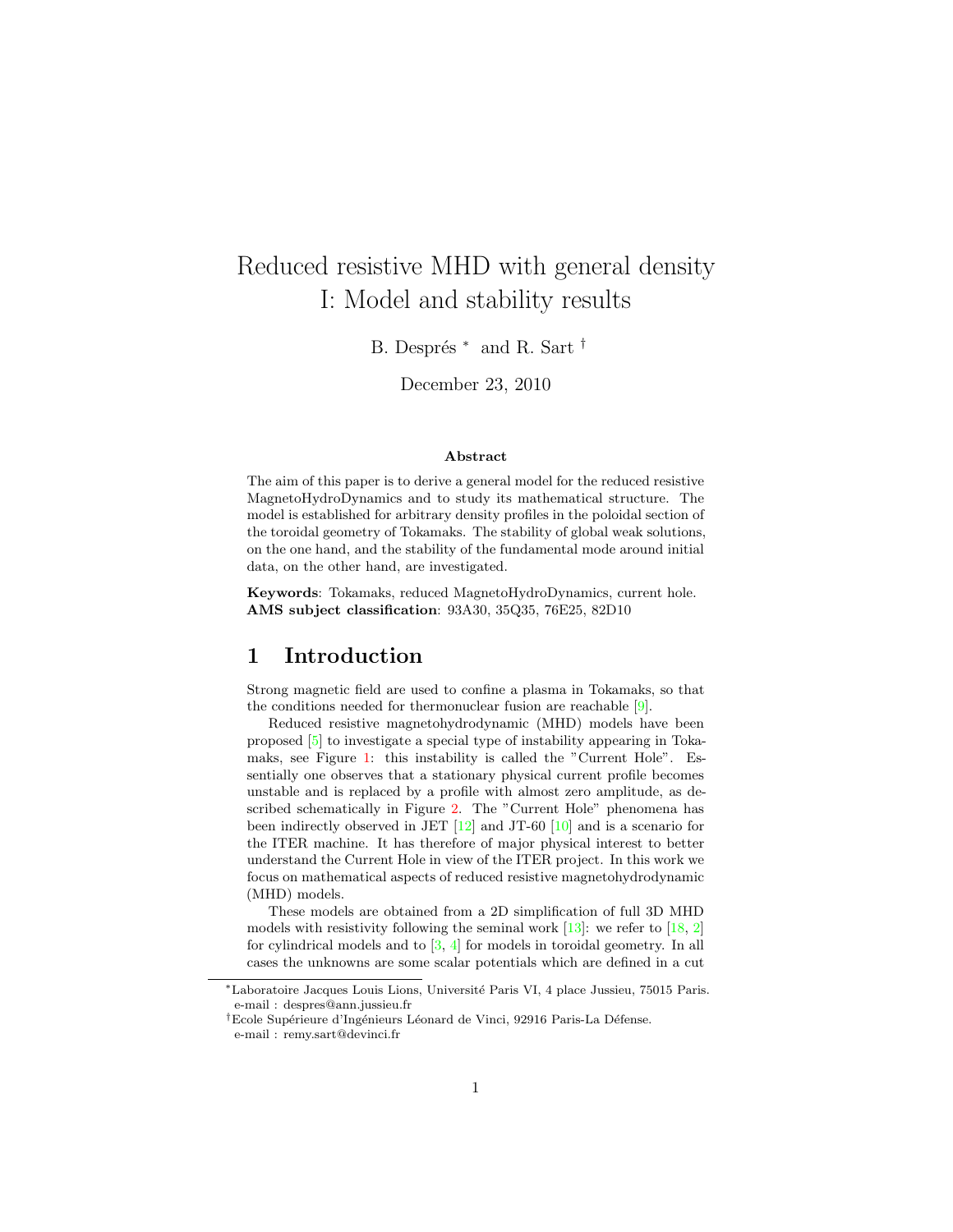# Reduced resistive MHD with general density I: Model and stability results

B. Després * and R. Sart †

December 23, 2010

### Abstract

The aim of this paper is to derive a general model for the reduced resistive MagnetoHydroDynamics and to study its mathematical structure. The model is established for arbitrary density profiles in the poloidal section of the toroidal geometry of Tokamaks. The stability of global weak solutions, on the one hand, and the stability of the fundamental mode around initial data, on the other hand, are investigated.

**Keywords**: Tokamaks, reduced MagnetoHydroDynamics, current hole.
**AMS subject classification**: 93A30, 35Q35, 76E25, 82D10

## 1 Introduction

Strong magnetic field are used to confine a plasma in Tokamaks, so that the conditions needed for thermonuclear fusion are reachable [9].

Reduced resistive magnetohydrodynamic (MHD) models have been proposed [5] to investigate a special type of instability appearing in Tokamaks, see Figure 1: this instability is called the "Current Hole". Essentially one observes that a stationary physical current profile becomes unstable and is replaced by a profile with almost zero amplitude, as described schematically in Figure 2. The "Current Hole" phenomena has been indirectly observed in JET [12] and JT-60 [10] and is a scenario for the ITER machine. It has therefore of major physical interest to better understand the Current Hole in view of the ITER project. In this work we focus on mathematical aspects of reduced resistive magnetohydrodynamic (MHD) models.

These models are obtained from a 2D simplification of full 3D MHD models with resistivity following the seminal work [13]: we refer to [18, 2] for cylindrical models and to [3, 4] for models in toroidal geometry. In all cases the unknowns are some scalar potentials which are defined in a cut

---

*Laboratoire Jacques Louis Lions, Université Paris VI, 4 place Jussieu, 75015 Paris. e-mail : despres@ann.jussieu.fr

†Ecole Supérieure d'Ingénieurs Léonard de Vinci, 92916 Paris-La Défense. e-mail : remy.sart@devinci.fr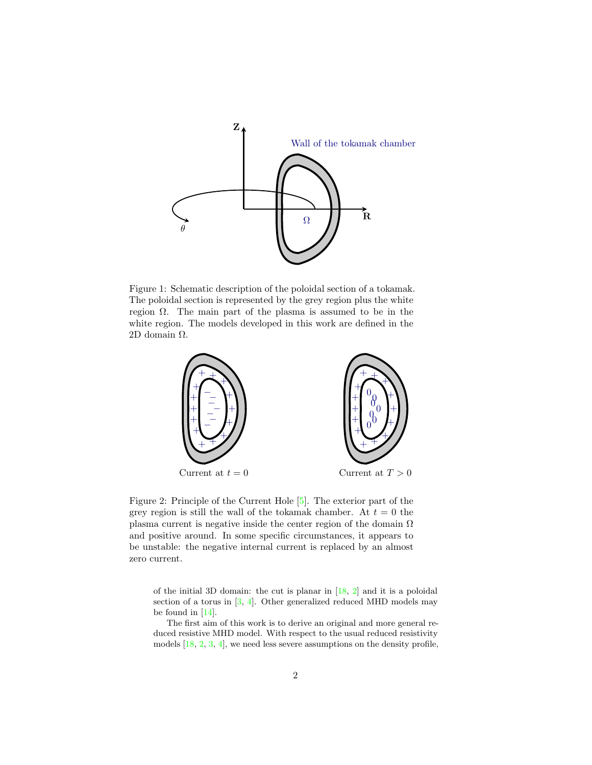Figure 1: Schematic description of the poloidal section of a tokamak. The poloidal section is represented by the grey region plus the white region $\Omega$. The main part of the plasma is assumed to be in the white region. The models developed in this work are defined in the 2D domain $\Omega$.

Figure 2: Principle of the Current Hole [5]. The exterior part of the grey region is still the wall of the tokamak chamber. At $t = 0$ the plasma current is negative inside the center region of the domain $\Omega$ and positive around. In some specific circumstances, it appears to be unstable: the negative internal current is replaced by an almost zero current.

of the initial 3D domain: the cut is planar in [18, 2] and it is a poloidal section of a torus in [3, 4]. Other generalized reduced MHD models may be found in [14].

The first aim of this work is to derive an original and more general reduced resistive MHD model. With respect to the usual reduced resistivity models [18, 2, 3, 4], we need less severe assumptions on the density profile,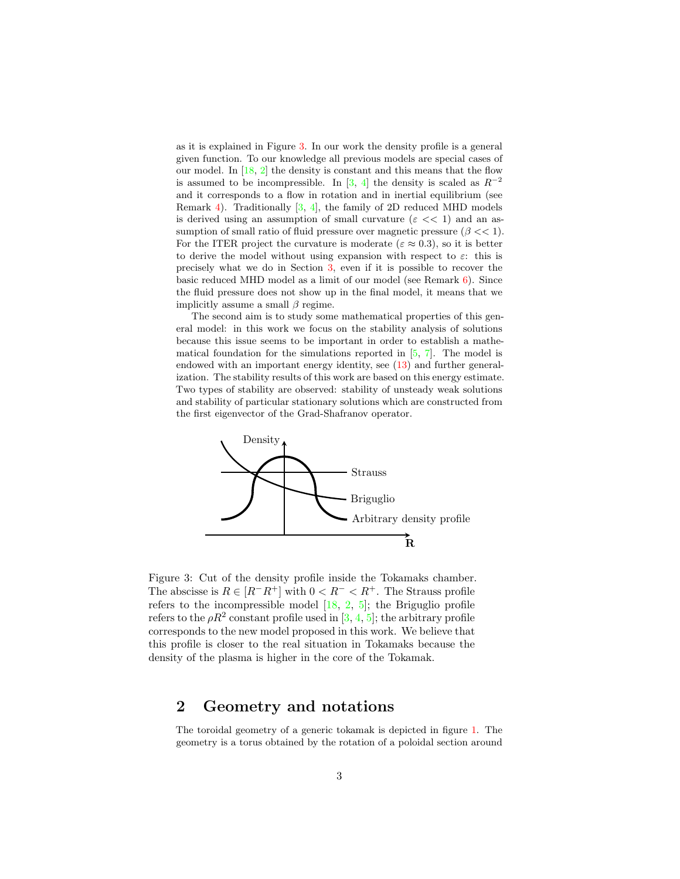as it is explained in Figure 3. In our work the density profile is a general given function. To our knowledge all previous models are special cases of our model. In [18, 2] the density is constant and this means that the flow is assumed to be incompressible. In [3, 4] the density is scaled as $R^{-2}$ and it corresponds to a flow in rotation and in inertial equilibrium (see Remark 4). Traditionally [3, 4], the family of 2D reduced MHD models is derived using an assumption of small curvature ($\varepsilon << 1$) and an assumption of small ratio of fluid pressure over magnetic pressure ($\beta << 1$). For the ITER project the curvature is moderate ($\varepsilon \approx 0.3$), so it is better to derive the model without using expansion with respect to $\varepsilon$: this is precisely what we do in Section 3, even if it is possible to recover the basic reduced MHD model as a limit of our model (see Remark 6). Since the fluid pressure does not show up in the final model, it means that we implicitly assume a small $\beta$ regime.

The second aim is to study some mathematical properties of this general model: in this work we focus on the stability analysis of solutions because this issue seems to be important in order to establish a mathematical foundation for the simulations reported in [5, 7]. The model is endowed with an important energy identity, see (13) and further generalization. The stability results of this work are based on this energy estimate. Two types of stability are observed: stability of unsteady weak solutions and stability of particular stationary solutions which are constructed from the first eigenvector of the Grad-Shafranov operator.

Figure 3: Cut of the density profile inside the Tokamaks chamber. The abscisse is $R \in [R^- R^+]$ with $0 < R^- < R^+$. The Strauss profile refers to the incompressible model [18, 2, 5]; the Briguglio profile refers to the $\rho R^2$ constant profile used in [3, 4, 5]; the arbitrary profile corresponds to the new model proposed in this work. We believe that this profile is closer to the real situation in Tokamaks because the density of the plasma is higher in the core of the Tokamak.

## 2 Geometry and notations

The toroidal geometry of a generic tokamak is depicted in figure 1. The geometry is a torus obtained by the rotation of a poloidal section around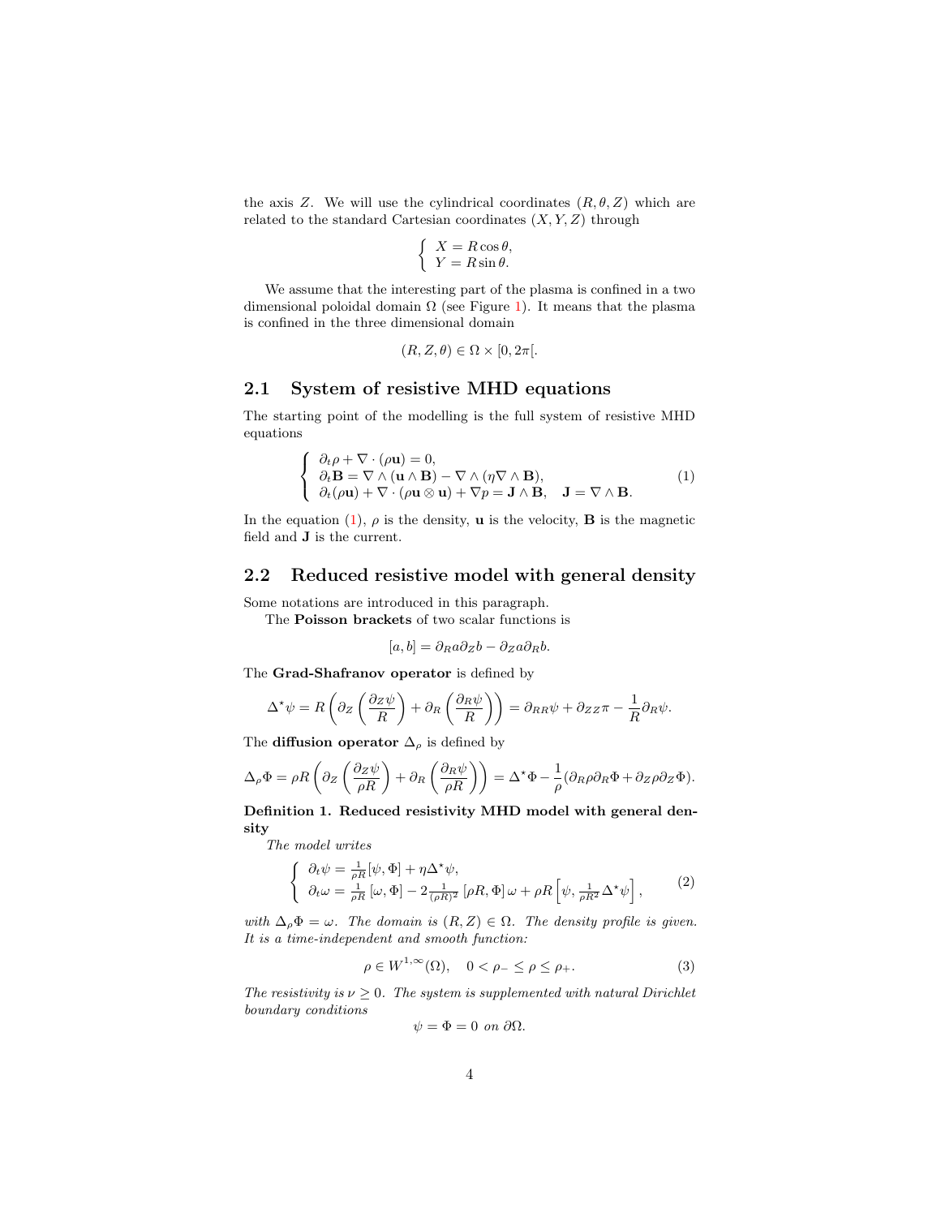the axis $Z$. We will use the cylindrical coordinates $(R, \theta, Z)$ which are related to the standard Cartesian coordinates $(X, Y, Z)$ through

$$\begin{cases} X = R\cos\theta, \\ Y = R\sin\theta. \end{cases}$$

We assume that the interesting part of the plasma is confined in a two dimensional poloidal domain $\Omega$ (see Figure 1). It means that the plasma is confined in the three dimensional domain

$$(R, Z, \theta) \in \Omega \times [0, 2\pi[.$$

## 2.1 System of resistive MHD equations

The starting point of the modelling is the full system of resistive MHD equations

$$\begin{cases} \partial_t \rho + \nabla \cdot (\rho \mathbf{u}) = 0, \\ \partial_t \mathbf{B} = \nabla \wedge (\mathbf{u} \wedge \mathbf{B}) - \nabla \wedge (\eta \nabla \wedge \mathbf{B}), \\ \partial_t (\rho \mathbf{u}) + \nabla \cdot (\rho \mathbf{u} \otimes \mathbf{u}) + \nabla p = \mathbf{J} \wedge \mathbf{B}, \quad \mathbf{J} = \nabla \wedge \mathbf{B}. \end{cases} \tag{1}$$

In the equation (1), $\rho$ is the density, $\mathbf{u}$ is the velocity, $\mathbf{B}$ is the magnetic field and $\mathbf{J}$ is the current.

## 2.2 Reduced resistive model with general density

Some notations are introduced in this paragraph.

The **Poisson brackets** of two scalar functions is

$$[a, b] = \partial_R a \partial_Z b - \partial_Z a \partial_R b.$$

The **Grad-Shafranov operator** is defined by

$$\Delta^\star \psi = R\left(\partial_Z\left(\frac{\partial_Z \psi}{R}\right) + \partial_R\left(\frac{\partial_R \psi}{R}\right)\right) = \partial_{RR}\psi + \partial_{ZZ}\pi - \frac{1}{R}\partial_R \psi.$$

The **diffusion operator** $\Delta_\rho$ is defined by

$$\Delta_\rho \Phi = \rho R\left(\partial_Z\left(\frac{\partial_Z \psi}{\rho R}\right) + \partial_R\left(\frac{\partial_R \psi}{\rho R}\right)\right) = \Delta^\star \Phi - \frac{1}{\rho}(\partial_R \rho \partial_R \Phi + \partial_Z \rho \partial_Z \Phi).$$

**Definition 1. Reduced resistivity MHD model with general density**

*The model writes*

$$\begin{cases} \partial_t \psi = \frac{1}{\rho R}[\psi, \Phi] + \eta \Delta^\star \psi, \\ \partial_t \omega = \frac{1}{\rho R}[\omega, \Phi] - 2\frac{1}{(\rho R)^2}[\rho R, \Phi]\,\omega + \rho R\left[\psi, \frac{1}{\rho R^2}\Delta^\star \psi\right], \end{cases} \tag{2}$$

*with* $\Delta_\rho \Phi = \omega$. *The domain is* $(R, Z) \in \Omega$. *The density profile is given. It is a time-independent and smooth function:*

$$\rho \in W^{1,\infty}(\Omega), \quad 0 < \rho_- \leq \rho \leq \rho_+. \tag{3}$$

*The resistivity is* $\nu \geq 0$. *The system is supplemented with natural Dirichlet boundary conditions*

$$\psi = \Phi = 0 \text{ on } \partial\Omega.$$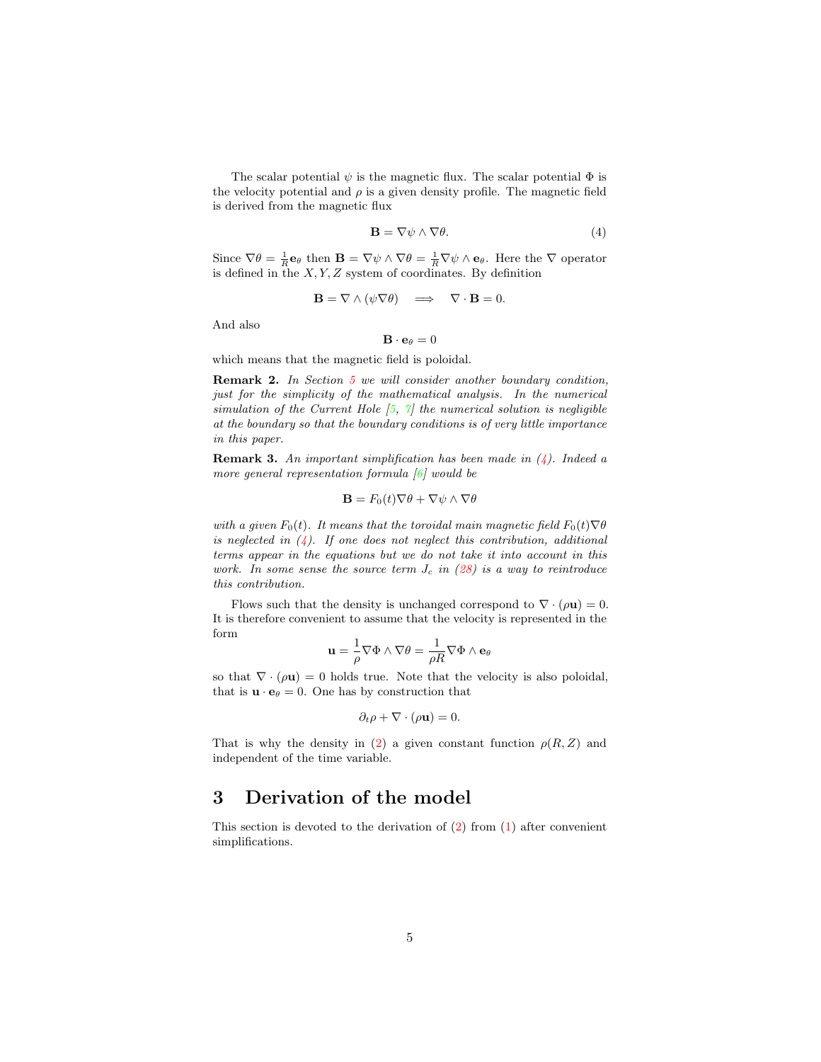The scalar potential $\psi$ is the magnetic flux. The scalar potential $\Phi$ is the velocity potential and $\rho$ is a given density profile. The magnetic field is derived from the magnetic flux

$$\mathbf{B} = \nabla\psi \wedge \nabla\theta. \tag{4}$$

Since $\nabla\theta = \frac{1}{R}\mathbf{e}_\theta$ then $\mathbf{B} = \nabla\psi \wedge \nabla\theta = \frac{1}{R}\nabla\psi \wedge \mathbf{e}_\theta$. Here the $\nabla$ operator is defined in the $X, Y, Z$ system of coordinates. By definition

$$\mathbf{B} = \nabla \wedge (\psi\nabla\theta) \quad \Longrightarrow \quad \nabla \cdot \mathbf{B} = 0.$$

And also

$$\mathbf{B} \cdot \mathbf{e}_\theta = 0$$

which means that the magnetic field is poloidal.

**Remark 2.** *In Section 5 we will consider another boundary condition, just for the simplicity of the mathematical analysis. In the numerical simulation of the Current Hole [5, 7] the numerical solution is negligible at the boundary so that the boundary conditions is of very little importance in this paper.*

**Remark 3.** *An important simplification has been made in (4). Indeed a more general representation formula [6] would be*

$$\mathbf{B} = F_0(t)\nabla\theta + \nabla\psi \wedge \nabla\theta$$

*with a given $F_0(t)$. It means that the toroidal main magnetic field $F_0(t)\nabla\theta$ is neglected in (4). If one does not neglect this contribution, additional terms appear in the equations but we do not take it into account in this work. In some sense the source term $J_c$ in (28) is a way to reintroduce this contribution.*

Flows such that the density is unchanged correspond to $\nabla \cdot (\rho\mathbf{u}) = 0$. It is therefore convenient to assume that the velocity is represented in the form

$$\mathbf{u} = \frac{1}{\rho}\nabla\Phi \wedge \nabla\theta = \frac{1}{\rho R}\nabla\Phi \wedge \mathbf{e}_\theta$$

so that $\nabla \cdot (\rho\mathbf{u}) = 0$ holds true. Note that the velocity is also poloidal, that is $\mathbf{u} \cdot \mathbf{e}_\theta = 0$. One has by construction that

$$\partial_t\rho + \nabla \cdot (\rho\mathbf{u}) = 0.$$

That is why the density in (2) a given constant function $\rho(R, Z)$ and independent of the time variable.

# 3 Derivation of the model

This section is devoted to the derivation of (2) from (1) after convenient simplifications.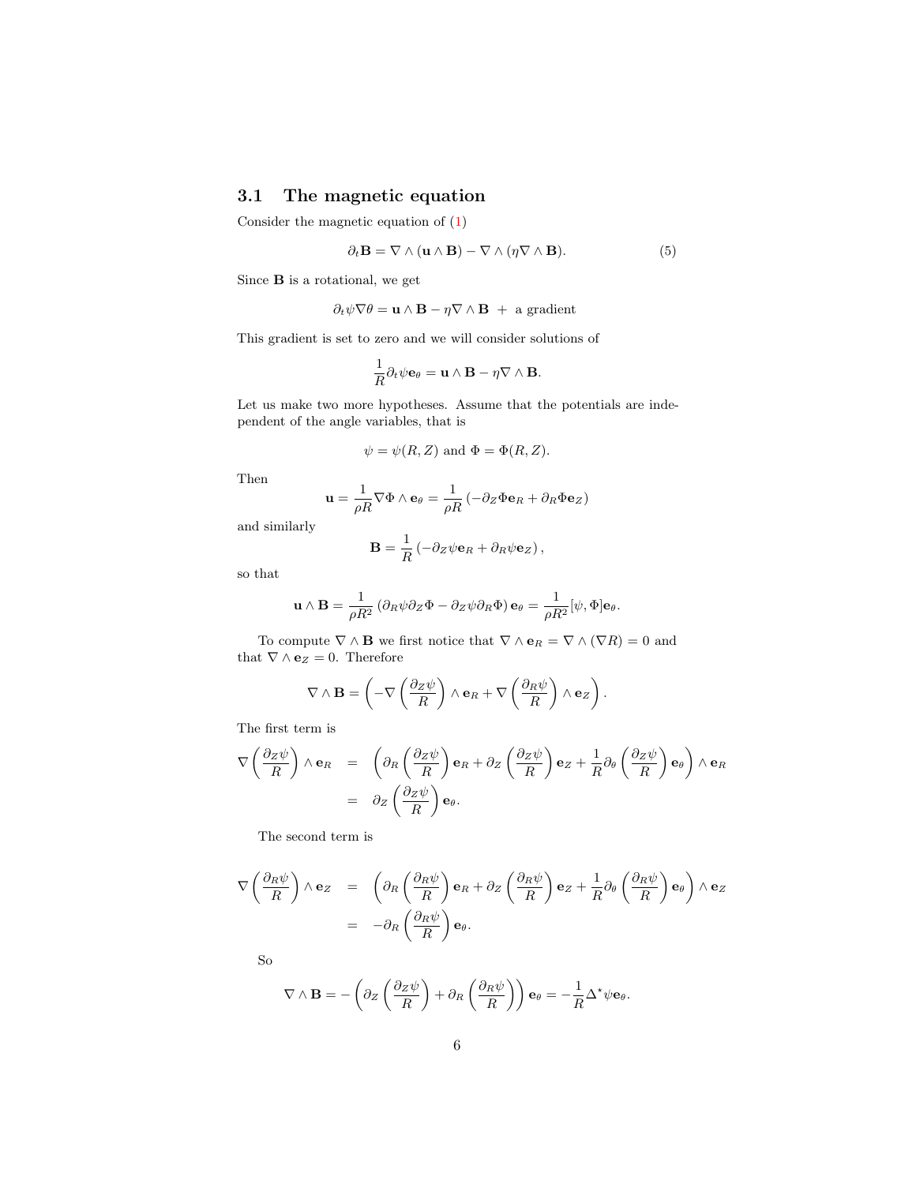### 3.1 The magnetic equation

Consider the magnetic equation of (1)

$$\partial_t \mathbf{B} = \nabla \wedge (\mathbf{u} \wedge \mathbf{B}) - \nabla \wedge (\eta \nabla \wedge \mathbf{B}). \tag{5}$$

Since $\mathbf{B}$ is a rotational, we get

$$\partial_t \psi \nabla \theta = \mathbf{u} \wedge \mathbf{B} - \eta \nabla \wedge \mathbf{B} \ + \ \text{a gradient}$$

This gradient is set to zero and we will consider solutions of

$$\frac{1}{R} \partial_t \psi \mathbf{e}_\theta = \mathbf{u} \wedge \mathbf{B} - \eta \nabla \wedge \mathbf{B}.$$

Let us make two more hypotheses. Assume that the potentials are independent of the angle variables, that is

$$\psi = \psi(R, Z) \text{ and } \Phi = \Phi(R, Z).$$

Then

$$\mathbf{u} = \frac{1}{\rho R} \nabla \Phi \wedge \mathbf{e}_\theta = \frac{1}{\rho R} \left( -\partial_Z \Phi \mathbf{e}_R + \partial_R \Phi \mathbf{e}_Z \right)$$

and similarly

$$\mathbf{B} = \frac{1}{R} \left( -\partial_Z \psi \mathbf{e}_R + \partial_R \psi \mathbf{e}_Z \right),$$

so that

$$\mathbf{u} \wedge \mathbf{B} = \frac{1}{\rho R^2} \left( \partial_R \psi \partial_Z \Phi - \partial_Z \psi \partial_R \Phi \right) \mathbf{e}_\theta = \frac{1}{\rho R^2} [\psi, \Phi] \mathbf{e}_\theta.$$

To compute $\nabla \wedge \mathbf{B}$ we first notice that $\nabla \wedge \mathbf{e}_R = \nabla \wedge (\nabla R) = 0$ and that $\nabla \wedge \mathbf{e}_Z = 0$. Therefore

$$\nabla \wedge \mathbf{B} = \left( -\nabla \left( \frac{\partial_Z \psi}{R} \right) \wedge \mathbf{e}_R + \nabla \left( \frac{\partial_R \psi}{R} \right) \wedge \mathbf{e}_Z \right).$$

The first term is

$$\begin{aligned}
\nabla \left( \frac{\partial_Z \psi}{R} \right) \wedge \mathbf{e}_R &= \left( \partial_R \left( \frac{\partial_Z \psi}{R} \right) \mathbf{e}_R + \partial_Z \left( \frac{\partial_Z \psi}{R} \right) \mathbf{e}_Z + \frac{1}{R} \partial_\theta \left( \frac{\partial_Z \psi}{R} \right) \mathbf{e}_\theta \right) \wedge \mathbf{e}_R \\
&= \partial_Z \left( \frac{\partial_Z \psi}{R} \right) \mathbf{e}_\theta.
\end{aligned}$$

The second term is

$$\begin{aligned}
\nabla \left( \frac{\partial_R \psi}{R} \right) \wedge \mathbf{e}_Z &= \left( \partial_R \left( \frac{\partial_R \psi}{R} \right) \mathbf{e}_R + \partial_Z \left( \frac{\partial_R \psi}{R} \right) \mathbf{e}_Z + \frac{1}{R} \partial_\theta \left( \frac{\partial_R \psi}{R} \right) \mathbf{e}_\theta \right) \wedge \mathbf{e}_Z \\
&= -\partial_R \left( \frac{\partial_R \psi}{R} \right) \mathbf{e}_\theta.
\end{aligned}$$

So

$$\nabla \wedge \mathbf{B} = -\left( \partial_Z \left( \frac{\partial_Z \psi}{R} \right) + \partial_R \left( \frac{\partial_R \psi}{R} \right) \right) \mathbf{e}_\theta = -\frac{1}{R} \Delta^\star \psi \mathbf{e}_\theta.$$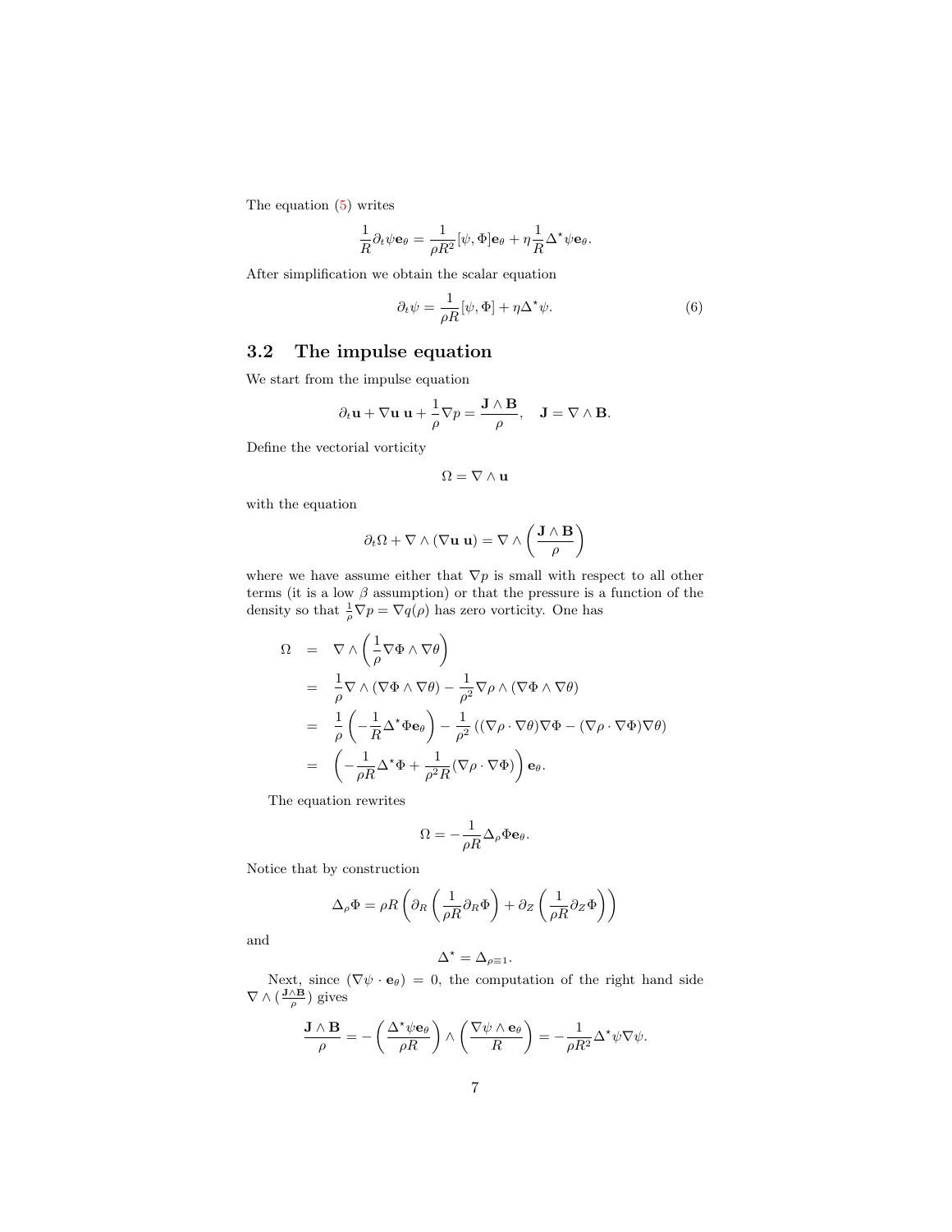The equation (5) writes

$$\frac{1}{R}\partial_t \psi \mathbf{e}_\theta = \frac{1}{\rho R^2}[\psi, \Phi]\mathbf{e}_\theta + \eta \frac{1}{R}\Delta^\star \psi \mathbf{e}_\theta.$$

After simplification we obtain the scalar equation

$$\partial_t \psi = \frac{1}{\rho R}[\psi, \Phi] + \eta \Delta^\star \psi. \tag{6}$$

## 3.2 The impulse equation

We start from the impulse equation

$$\partial_t \mathbf{u} + \nabla \mathbf{u}\ \mathbf{u} + \frac{1}{\rho}\nabla p = \frac{\mathbf{J}\wedge \mathbf{B}}{\rho}, \quad \mathbf{J} = \nabla \wedge \mathbf{B}.$$

Define the vectorial vorticity

$$\Omega = \nabla \wedge \mathbf{u}$$

with the equation

$$\partial_t \Omega + \nabla \wedge (\nabla \mathbf{u}\ \mathbf{u}) = \nabla \wedge \left(\frac{\mathbf{J}\wedge \mathbf{B}}{\rho}\right)$$

where we have assume either that $\nabla p$ is small with respect to all other terms (it is a low $\beta$ assumption) or that the pressure is a function of the density so that $\frac{1}{\rho}\nabla p = \nabla q(\rho)$ has zero vorticity. One has

$$\begin{aligned}
\Omega &= \nabla \wedge \left(\frac{1}{\rho}\nabla \Phi \wedge \nabla \theta\right) \\
&= \frac{1}{\rho}\nabla \wedge (\nabla \Phi \wedge \nabla \theta) - \frac{1}{\rho^2}\nabla \rho \wedge (\nabla \Phi \wedge \nabla \theta) \\
&= \frac{1}{\rho}\left(-\frac{1}{R}\Delta^\star \Phi \mathbf{e}_\theta\right) - \frac{1}{\rho^2}\left((\nabla \rho \cdot \nabla \theta)\nabla \Phi - (\nabla \rho \cdot \nabla \Phi)\nabla \theta\right) \\
&= \left(-\frac{1}{\rho R}\Delta^\star \Phi + \frac{1}{\rho^2 R}(\nabla \rho \cdot \nabla \Phi)\right)\mathbf{e}_\theta.
\end{aligned}$$

The equation rewrites

$$\Omega = -\frac{1}{\rho R}\Delta_\rho \Phi \mathbf{e}_\theta.$$

Notice that by construction

$$\Delta_\rho \Phi = \rho R\left(\partial_R\left(\frac{1}{\rho R}\partial_R \Phi\right) + \partial_Z\left(\frac{1}{\rho R}\partial_Z \Phi\right)\right)$$

and

$$\Delta^\star = \Delta_{\rho \equiv 1}.$$

Next, since $(\nabla \psi \cdot \mathbf{e}_\theta) = 0$, the computation of the right hand side $\nabla \wedge (\frac{\mathbf{J}\wedge \mathbf{B}}{\rho})$ gives

$$\frac{\mathbf{J}\wedge \mathbf{B}}{\rho} = -\left(\frac{\Delta^\star \psi \mathbf{e}_\theta}{\rho R}\right) \wedge \left(\frac{\nabla \psi \wedge \mathbf{e}_\theta}{R}\right) = -\frac{1}{\rho R^2}\Delta^\star \psi \nabla \psi.$$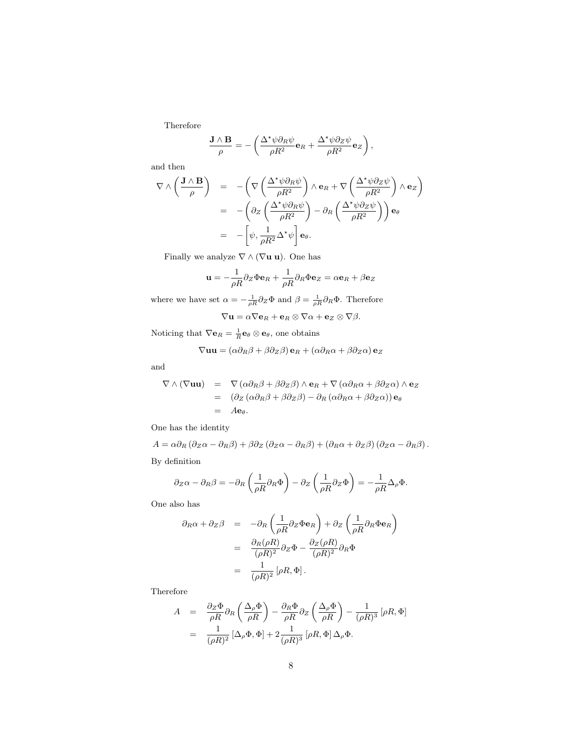Therefore

$$\frac{\mathbf{J}\wedge\mathbf{B}}{\rho} = -\left(\frac{\Delta^\star\psi\partial_R\psi}{\rho R^2}\mathbf{e}_R + \frac{\Delta^\star\psi\partial_Z\psi}{\rho R^2}\mathbf{e}_Z\right),$$

and then

$$\begin{aligned}
\nabla\wedge\left(\frac{\mathbf{J}\wedge\mathbf{B}}{\rho}\right) &= -\left(\nabla\left(\frac{\Delta^\star\psi\partial_R\psi}{\rho R^2}\right)\wedge\mathbf{e}_R + \nabla\left(\frac{\Delta^\star\psi\partial_Z\psi}{\rho R^2}\right)\wedge\mathbf{e}_Z\right)\\
&= -\left(\partial_Z\left(\frac{\Delta^\star\psi\partial_R\psi}{\rho R^2}\right) - \partial_R\left(\frac{\Delta^\star\psi\partial_Z\psi}{\rho R^2}\right)\right)\mathbf{e}_\theta\\
&= -\left[\psi, \frac{1}{\rho R^2}\Delta^\star\psi\right]\mathbf{e}_\theta.
\end{aligned}$$

Finally we analyze $\nabla\wedge(\nabla\mathbf{u}\,\mathbf{u})$. One has

$$\mathbf{u} = -\frac{1}{\rho R}\partial_Z\Phi\mathbf{e}_R + \frac{1}{\rho R}\partial_R\Phi\mathbf{e}_Z = \alpha\mathbf{e}_R + \beta\mathbf{e}_Z$$

where we have set $\alpha = -\frac{1}{\rho R}\partial_Z\Phi$ and $\beta = \frac{1}{\rho R}\partial_R\Phi$. Therefore

$$\nabla\mathbf{u} = \alpha\nabla\mathbf{e}_R + \mathbf{e}_R\otimes\nabla\alpha + \mathbf{e}_Z\otimes\nabla\beta.$$

Noticing that $\nabla\mathbf{e}_R = \frac{1}{R}\mathbf{e}_\theta\otimes\mathbf{e}_\theta$, one obtains

$$\nabla\mathbf{u}\mathbf{u} = \left(\alpha\partial_R\beta + \beta\partial_Z\beta\right)\mathbf{e}_R + \left(\alpha\partial_R\alpha + \beta\partial_Z\alpha\right)\mathbf{e}_Z$$

and

$$\begin{aligned}
\nabla\wedge(\nabla\mathbf{u}\mathbf{u}) &= \nabla\left(\alpha\partial_R\beta + \beta\partial_Z\beta\right)\wedge\mathbf{e}_R + \nabla\left(\alpha\partial_R\alpha + \beta\partial_Z\alpha\right)\wedge\mathbf{e}_Z\\
&= \left(\partial_Z\left(\alpha\partial_R\beta + \beta\partial_Z\beta\right) - \partial_R\left(\alpha\partial_R\alpha + \beta\partial_Z\alpha\right)\right)\mathbf{e}_\theta\\
&= A\mathbf{e}_\theta.
\end{aligned}$$

One has the identity

$$A = \alpha\partial_R\left(\partial_Z\alpha - \partial_R\beta\right) + \beta\partial_Z\left(\partial_Z\alpha - \partial_R\beta\right) + \left(\partial_R\alpha + \partial_Z\beta\right)\left(\partial_Z\alpha - \partial_R\beta\right).$$

By definition

$$\partial_Z\alpha - \partial_R\beta = -\partial_R\left(\frac{1}{\rho R}\partial_R\Phi\right) - \partial_Z\left(\frac{1}{\rho R}\partial_Z\Phi\right) = -\frac{1}{\rho R}\Delta_\rho\Phi.$$

One also has

$$\begin{aligned}
\partial_R\alpha + \partial_Z\beta &= -\partial_R\left(\frac{1}{\rho R}\partial_Z\Phi\mathbf{e}_R\right) + \partial_Z\left(\frac{1}{\rho R}\partial_R\Phi\mathbf{e}_R\right)\\
&= \frac{\partial_R(\rho R)}{(\rho R)^2}\partial_Z\Phi - \frac{\partial_Z(\rho R)}{(\rho R)^2}\partial_R\Phi\\
&= \frac{1}{(\rho R)^2}\left[\rho R, \Phi\right].
\end{aligned}$$

Therefore

$$\begin{aligned}
A &= \frac{\partial_Z\Phi}{\rho R}\partial_R\left(\frac{\Delta_\rho\Phi}{\rho R}\right) - \frac{\partial_R\Phi}{\rho R}\partial_Z\left(\frac{\Delta_\rho\Phi}{\rho R}\right) - \frac{1}{(\rho R)^3}\left[\rho R, \Phi\right]\\
&= \frac{1}{(\rho R)^2}\left[\Delta_\rho\Phi, \Phi\right] + 2\frac{1}{(\rho R)^3}\left[\rho R, \Phi\right]\Delta_\rho\Phi.
\end{aligned}$$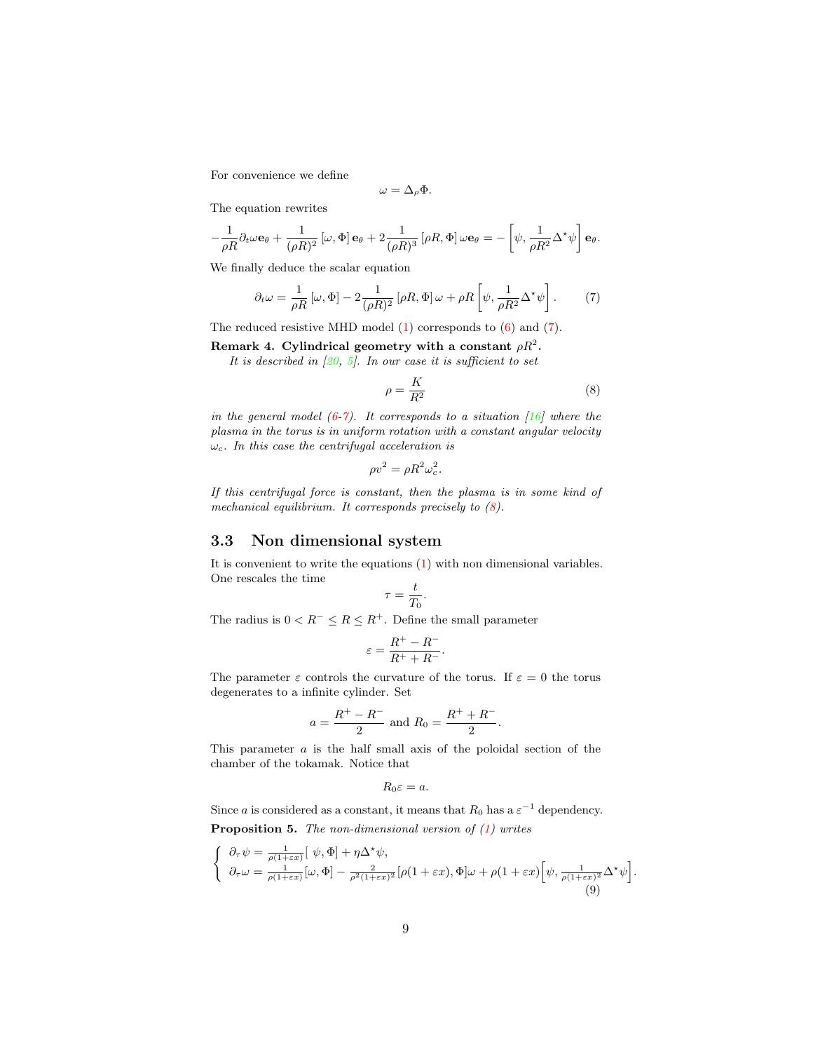For convenience we define

$$\omega = \Delta_\rho \Phi.$$

The equation rewrites

$$-\frac{1}{\rho R}\partial_t \omega \mathbf{e}_\theta + \frac{1}{(\rho R)^2}\left[\omega, \Phi\right]\mathbf{e}_\theta + 2\frac{1}{(\rho R)^3}\left[\rho R, \Phi\right]\omega \mathbf{e}_\theta = -\left[\psi, \frac{1}{\rho R^2}\Delta^\star \psi\right]\mathbf{e}_\theta.$$

We finally deduce the scalar equation

$$\partial_t \omega = \frac{1}{\rho R}\left[\omega, \Phi\right] - 2\frac{1}{(\rho R)^2}\left[\rho R, \Phi\right]\omega + \rho R\left[\psi, \frac{1}{\rho R^2}\Delta^\star \psi\right]. \tag{7}$$

The reduced resistive MHD model (1) corresponds to (6) and (7).

**Remark 4. Cylindrical geometry with a constant $\rho R^2$.**
*It is described in [20, 5]. In our case it is sufficient to set*

$$\rho = \frac{K}{R^2} \tag{8}$$

*in the general model (6-7). It corresponds to a situation [16] where the plasma in the torus is in uniform rotation with a constant angular velocity $\omega_c$. In this case the centrifugal acceleration is*

$$\rho v^2 = \rho R^2 \omega_c^2.$$

*If this centrifugal force is constant, then the plasma is in some kind of mechanical equilibrium. It corresponds precisely to (8).*

## 3.3 Non dimensional system

It is convenient to write the equations (1) with non dimensional variables. One rescales the time

$$\tau = \frac{t}{T_0}.$$

The radius is $0 < R^- \leq R \leq R^+$. Define the small parameter

$$\varepsilon = \frac{R^+ - R^-}{R^+ + R^-}.$$

The parameter $\varepsilon$ controls the curvature of the torus. If $\varepsilon = 0$ the torus degenerates to a infinite cylinder. Set

$$a = \frac{R^+ - R^-}{2} \text{ and } R_0 = \frac{R^+ + R^-}{2}.$$

This parameter $a$ is the half small axis of the poloidal section of the chamber of the tokamak. Notice that

$$R_0 \varepsilon = a.$$

Since $a$ is considered as a constant, it means that $R_0$ has a $\varepsilon^{-1}$ dependency.

**Proposition 5.** *The non-dimensional version of (1) writes*

$$\left\{ \begin{array}{l} \partial_\tau \psi = \frac{1}{\rho(1+\varepsilon x)}[\ \psi, \Phi] + \eta \Delta^\star \psi, \\ \partial_\tau \omega = \frac{1}{\rho(1+\varepsilon x)}[\omega, \Phi] - \frac{2}{\rho^2(1+\varepsilon x)^2}[\rho(1+\varepsilon x), \Phi]\omega + \rho(1+\varepsilon x)\Big[\psi, \frac{1}{\rho(1+\varepsilon x)^2}\Delta^\star \psi\Big]. \end{array} \right. \tag{9}$$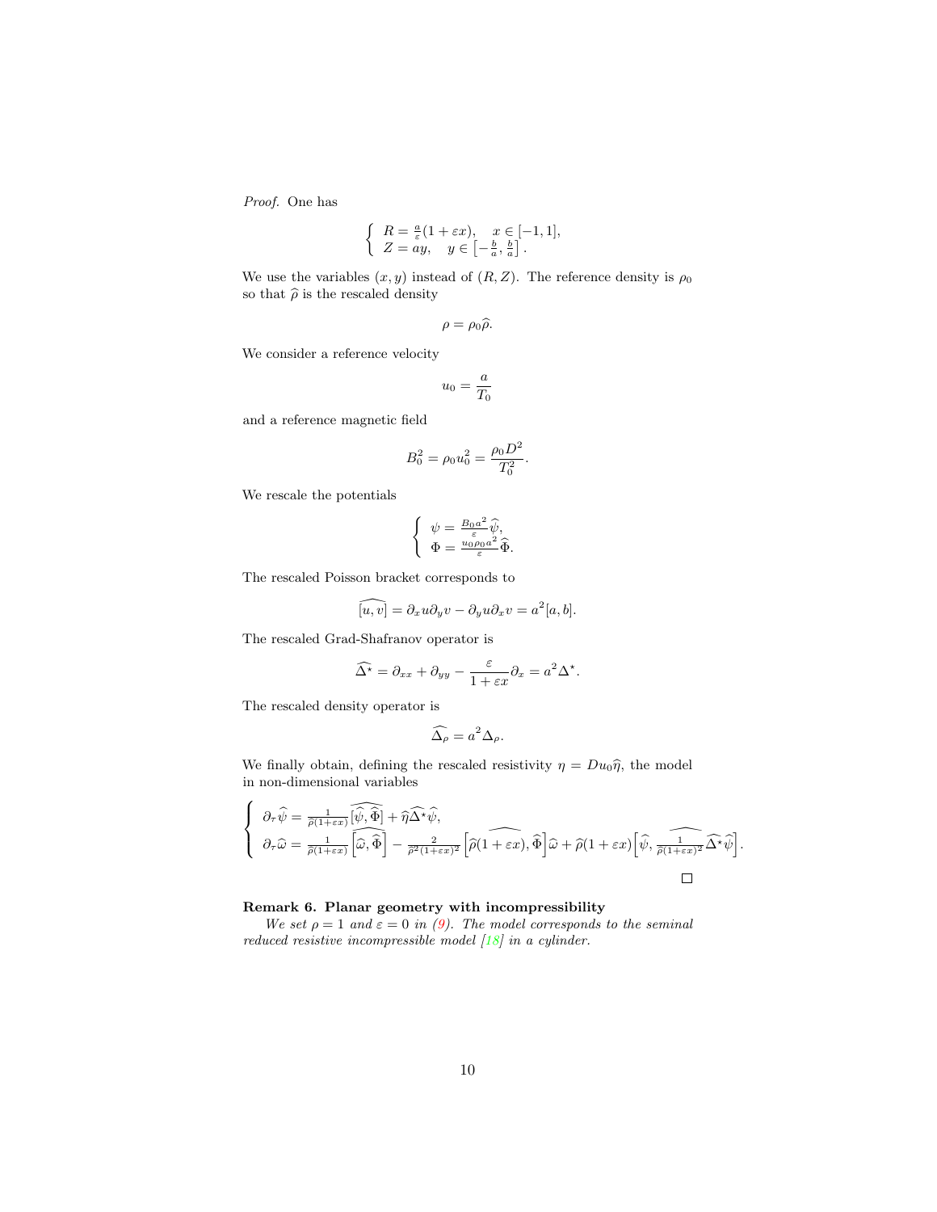*Proof.* One has

$$
\left\{ \begin{array}{ll} R = \frac{a}{\varepsilon}(1+\varepsilon x), & x \in [-1, 1], \\ Z = ay, & y \in \left[-\frac{b}{a}, \frac{b}{a}\right]. \end{array} \right.
$$

We use the variables $(x, y)$ instead of $(R, Z)$. The reference density is $\rho_0$ so that $\widehat{\rho}$ is the rescaled density

$$
\rho = \rho_0 \widehat{\rho}.
$$

We consider a reference velocity

$$
u_0 = \frac{a}{T_0}
$$

and a reference magnetic field

$$
B_0^2 = \rho_0 u_0^2 = \frac{\rho_0 D^2}{T_0^2}.
$$

We rescale the potentials

$$
\left\{ \begin{array}{l} \psi = \frac{B_0 a^2}{\varepsilon} \widehat{\psi}, \\ \Phi = \frac{u_0 \rho_0 a^2}{\varepsilon} \widehat{\Phi}. \end{array} \right.
$$

The rescaled Poisson bracket corresponds to

$$
\widehat{[u, v]} = \partial_x u \partial_y v - \partial_y u \partial_x v = a^2 [a, b].
$$

The rescaled Grad-Shafranov operator is

$$
\widehat{\Delta^\star} = \partial_{xx} + \partial_{yy} - \frac{\varepsilon}{1+\varepsilon x} \partial_x = a^2 \Delta^\star.
$$

The rescaled density operator is

$$
\widehat{\Delta_\rho} = a^2 \Delta_\rho.
$$

We finally obtain, defining the rescaled resistivity $\eta = D u_0 \widehat{\eta}$, the model in non-dimensional variables

$$
\left\{ \begin{array}{l} \partial_\tau \widehat{\psi} = \frac{1}{\widehat{\rho}(1+\varepsilon x)} \widehat{[\widehat{\psi}, \widehat{\Phi}]} + \widehat{\eta} \widehat{\Delta^\star} \widehat{\psi}, \\ \partial_\tau \widehat{\omega} = \frac{1}{\widehat{\rho}(1+\varepsilon x)} \widehat{\left[\widehat{\omega}, \widehat{\Phi}\right]} - \frac{2}{\widehat{\rho}^2 (1+\varepsilon x)^2} \widehat{\left[\widehat{\rho}(1+\varepsilon x), \widehat{\Phi}\right]} \widehat{\omega} + \widehat{\rho}(1+\varepsilon x) \widehat{\left[\widehat{\psi}, \frac{1}{\widehat{\rho}(1+\varepsilon x)^2} \widehat{\Delta^\star} \widehat{\psi}\right]}. \end{array} \right.
$$

□

**Remark 6. Planar geometry with incompressibility**

*We set $\rho = 1$ and $\varepsilon = 0$ in (9). The model corresponds to the seminal reduced resistive incompressible model [18] in a cylinder.*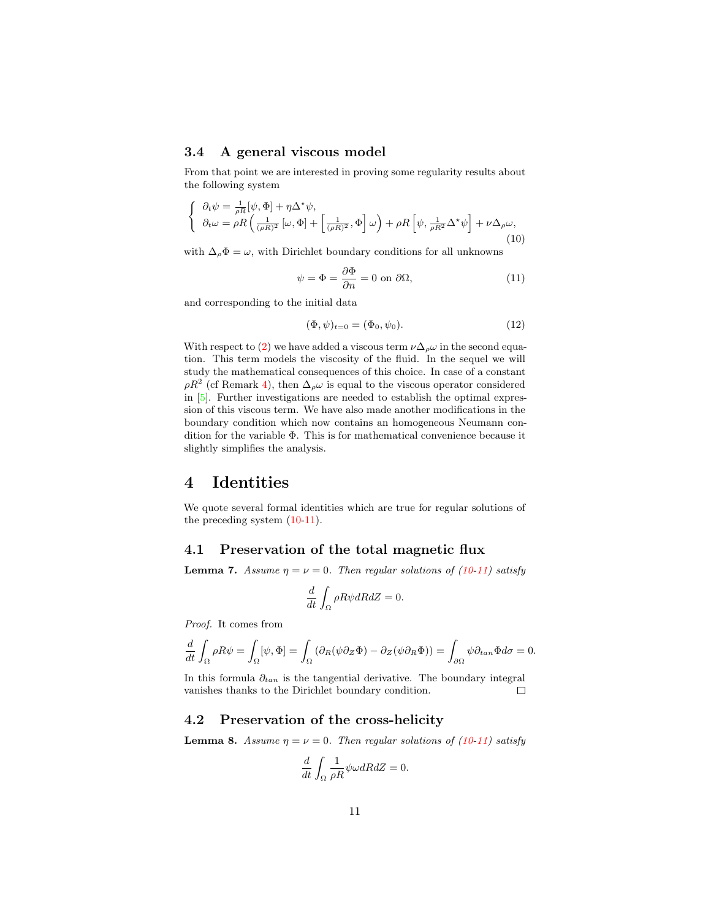### 3.4 A general viscous model

From that point we are interested in proving some regularity results about the following system

$$
\left\{
\begin{array}{l}
\partial_t \psi = \frac{1}{\rho R}[\psi, \Phi] + \eta \Delta^\star \psi, \\
\partial_t \omega = \rho R \left( \frac{1}{(\rho R)^2} [\omega, \Phi] + \left[ \frac{1}{(\rho R)^2}, \Phi \right] \omega \right) + \rho R \left[ \psi, \frac{1}{\rho R^2} \Delta^\star \psi \right] + \nu \Delta_\rho \omega,
\end{array}
\right.
\tag{10}
$$

with $\Delta_\rho \Phi = \omega$, with Dirichlet boundary conditions for all unknowns

$$
\psi = \Phi = \frac{\partial \Phi}{\partial n} = 0 \text{ on } \partial\Omega, \tag{11}
$$

and corresponding to the initial data

$$
(\Phi, \psi)_{t=0} = (\Phi_0, \psi_0). \tag{12}
$$

With respect to (2) we have added a viscous term $\nu \Delta_\rho \omega$ in the second equation. This term models the viscosity of the fluid. In the sequel we will study the mathematical consequences of this choice. In case of a constant $\rho R^2$ (cf Remark 4), then $\Delta_\rho \omega$ is equal to the viscous operator considered in [5]. Further investigations are needed to establish the optimal expression of this viscous term. We have also made another modifications in the boundary condition which now contains an homogeneous Neumann condition for the variable $\Phi$. This is for mathematical convenience because it slightly simplifies the analysis.

# 4 Identities

We quote several formal identities which are true for regular solutions of the preceding system (10-11).

## 4.1 Preservation of the total magnetic flux

**Lemma 7.** *Assume $\eta = \nu = 0$. Then regular solutions of (10-11) satisfy*

$$
\frac{d}{dt} \int_\Omega \rho R \psi dR dZ = 0.
$$

*Proof.* It comes from

$$
\frac{d}{dt} \int_\Omega \rho R \psi = \int_\Omega [\psi, \Phi] = \int_\Omega \left( \partial_R (\psi \partial_Z \Phi) - \partial_Z (\psi \partial_R \Phi) \right) = \int_{\partial\Omega} \psi \partial_{tan} \Phi d\sigma = 0.
$$

In this formula $\partial_{tan}$ is the tangential derivative. The boundary integral vanishes thanks to the Dirichlet boundary condition. ☐

## 4.2 Preservation of the cross-helicity

**Lemma 8.** *Assume $\eta = \nu = 0$. Then regular solutions of (10-11) satisfy*

$$
\frac{d}{dt} \int_\Omega \frac{1}{\rho R} \psi \omega dR dZ = 0.
$$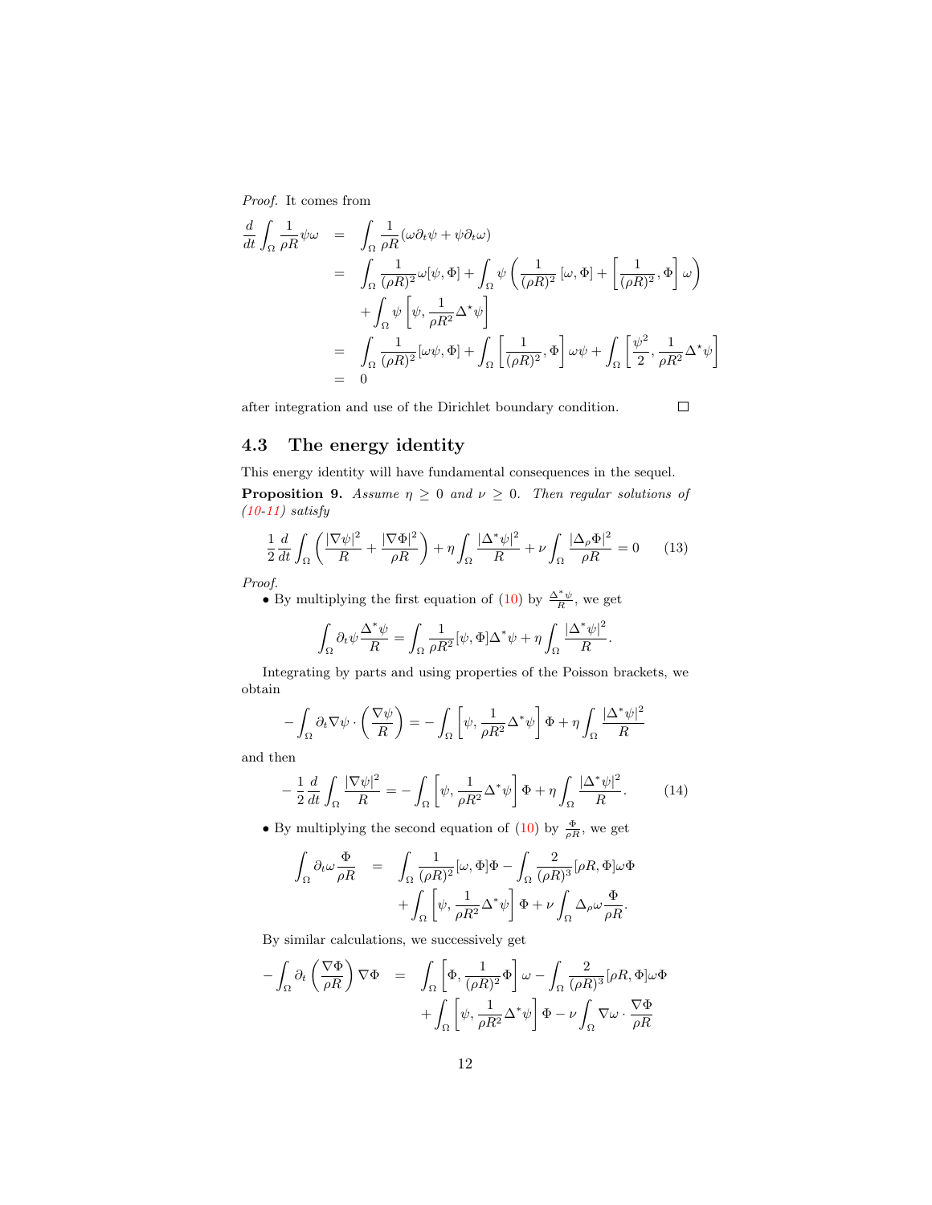*Proof.* It comes from

$$
\begin{aligned}
\frac{d}{dt}\int_\Omega \frac{1}{\rho R}\psi\omega &= \int_\Omega \frac{1}{\rho R}(\omega\partial_t\psi + \psi\partial_t\omega)\\
&= \int_\Omega \frac{1}{(\rho R)^2}\omega[\psi,\Phi] + \int_\Omega \psi\left(\frac{1}{(\rho R)^2}[\omega,\Phi] + \left[\frac{1}{(\rho R)^2},\Phi\right]\omega\right)\\
&\quad + \int_\Omega \psi\left[\psi, \frac{1}{\rho R^2}\Delta^\star\psi\right]\\
&= \int_\Omega \frac{1}{(\rho R)^2}[\omega\psi,\Phi] + \int_\Omega \left[\frac{1}{(\rho R)^2},\Phi\right]\omega\psi + \int_\Omega\left[\frac{\psi^2}{2}, \frac{1}{\rho R^2}\Delta^\star\psi\right]\\
&= 0
\end{aligned}
$$

after integration and use of the Dirichlet boundary condition. □

## 4.3 The energy identity

This energy identity will have fundamental consequences in the sequel.

**Proposition 9.** *Assume $\eta \geq 0$ and $\nu \geq 0$. Then regular solutions of (10-11) satisfy*

$$
\frac{1}{2}\frac{d}{dt}\int_\Omega\left(\frac{|\nabla\psi|^2}{R} + \frac{|\nabla\Phi|^2}{\rho R}\right) + \eta\int_\Omega \frac{|\Delta^*\psi|^2}{R} + \nu\int_\Omega\frac{|\Delta_\rho\Phi|^2}{\rho R} = 0 \qquad (13)
$$

*Proof.*

- By multiplying the first equation of (10) by $\frac{\Delta^*\psi}{R}$, we get

$$
\int_\Omega \partial_t\psi\frac{\Delta^*\psi}{R} = \int_\Omega \frac{1}{\rho R^2}[\psi,\Phi]\Delta^*\psi + \eta\int_\Omega\frac{|\Delta^*\psi|^2}{R}.
$$

Integrating by parts and using properties of the Poisson brackets, we obtain

$$
-\int_\Omega \partial_t\nabla\psi\cdot\left(\frac{\nabla\psi}{R}\right) = -\int_\Omega\left[\psi,\frac{1}{\rho R^2}\Delta^*\psi\right]\Phi + \eta\int_\Omega\frac{|\Delta^*\psi|^2}{R}
$$

and then

$$
-\frac{1}{2}\frac{d}{dt}\int_\Omega\frac{|\nabla\psi|^2}{R} = -\int_\Omega\left[\psi,\frac{1}{\rho R^2}\Delta^*\psi\right]\Phi + \eta\int_\Omega\frac{|\Delta^*\psi|^2}{R}. \qquad (14)
$$

- By multiplying the second equation of (10) by $\frac{\Phi}{\rho R}$, we get

$$
\begin{aligned}
\int_\Omega \partial_t\omega\frac{\Phi}{\rho R} &= \int_\Omega\frac{1}{(\rho R)^2}[\omega,\Phi]\Phi - \int_\Omega\frac{2}{(\rho R)^3}[\rho R,\Phi]\omega\Phi\\
&\quad + \int_\Omega\left[\psi,\frac{1}{\rho R^2}\Delta^*\psi\right]\Phi + \nu\int_\Omega\Delta_\rho\omega\frac{\Phi}{\rho R}.
\end{aligned}
$$

By similar calculations, we successively get

$$
\begin{aligned}
-\int_\Omega\partial_t\left(\frac{\nabla\Phi}{\rho R}\right)\nabla\Phi &= \int_\Omega\left[\Phi,\frac{1}{(\rho R)^2}\Phi\right]\omega - \int_\Omega\frac{2}{(\rho R)^3}[\rho R,\Phi]\omega\Phi\\
&\quad + \int_\Omega\left[\psi,\frac{1}{\rho R^2}\Delta^*\psi\right]\Phi - \nu\int_\Omega\nabla\omega\cdot\frac{\nabla\Phi}{\rho R}
\end{aligned}
$$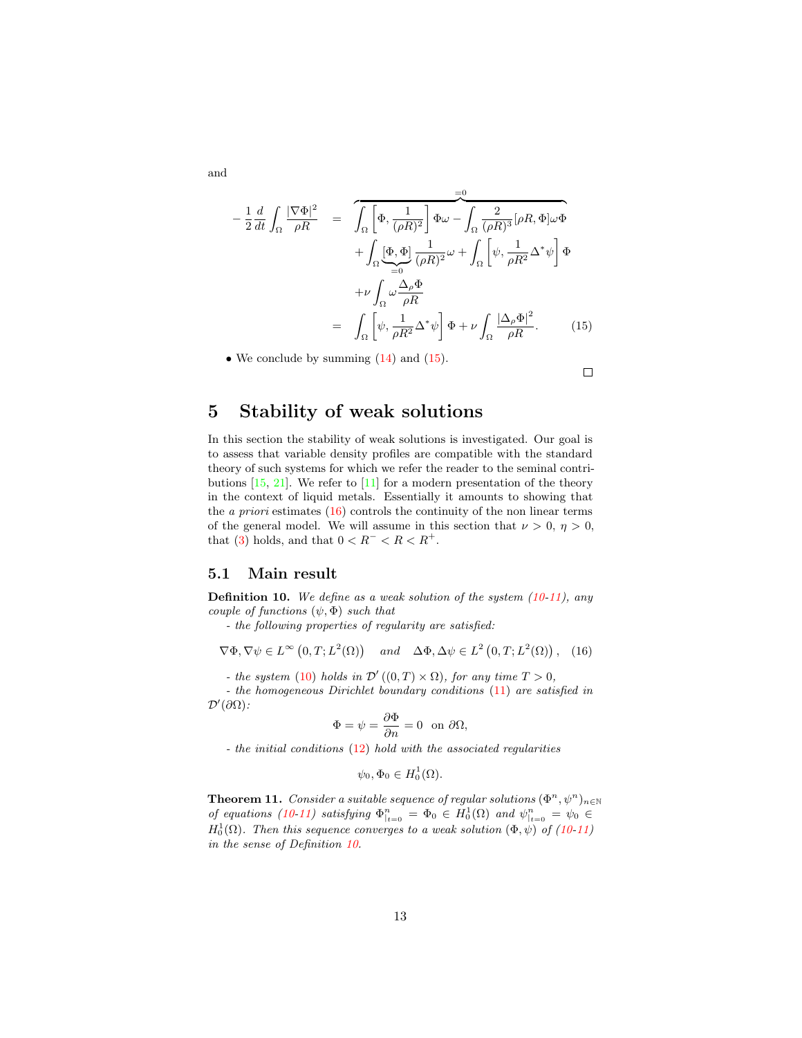and

$$
\begin{aligned}
-\frac{1}{2}\frac{d}{dt}\int_\Omega \frac{|\nabla \Phi|^2}{\rho R} &= \overbrace{\int_\Omega \left[\Phi, \frac{1}{(\rho R)^2}\right]\Phi\omega - \int_\Omega \frac{2}{(\rho R)^3}[\rho R, \Phi]\omega\Phi}^{=0} \\
&\quad + \int_\Omega \underbrace{[\Phi, \Phi]}_{=0}\frac{1}{(\rho R)^2}\omega + \int_\Omega \left[\psi, \frac{1}{\rho R^2}\Delta^*\psi\right]\Phi \\
&\quad + \nu\int_\Omega \omega \frac{\Delta_\rho \Phi}{\rho R} \\
&= \int_\Omega \left[\psi, \frac{1}{\rho R^2}\Delta^*\psi\right]\Phi + \nu\int_\Omega \frac{|\Delta_\rho \Phi|^2}{\rho R}. \qquad (15)
\end{aligned}
$$

- We conclude by summing (14) and (15).

□

# 5 Stability of weak solutions

In this section the stability of weak solutions is investigated. Our goal is to assess that variable density profiles are compatible with the standard theory of such systems for which we refer the reader to the seminal contributions [15, 21]. We refer to [11] for a modern presentation of the theory in the context of liquid metals. Essentially it amounts to showing that the *a priori* estimates (16) controls the continuity of the non linear terms of the general model. We will assume in this section that $\nu > 0$, $\eta > 0$, that (3) holds, and that $0 < R^- < R < R^+$.

## 5.1 Main result

**Definition 10.** *We define as a weak solution of the system (10-11), any couple of functions $(\psi, \Phi)$ such that*

*- the following properties of regularity are satisfied:*

$$
\nabla\Phi, \nabla\psi \in L^\infty\left(0, T; L^2(\Omega)\right) \quad \text{and} \quad \Delta\Phi, \Delta\psi \in L^2\left(0, T; L^2(\Omega)\right), \quad (16)
$$

*- the system (10) holds in $\mathcal{D}'((0,T)\times\Omega)$, for any time $T > 0$,*

*- the homogeneous Dirichlet boundary conditions (11) are satisfied in $\mathcal{D}'(\partial\Omega)$:*

$$
\Phi = \psi = \frac{\partial \Phi}{\partial n} = 0 \quad \text{on } \partial\Omega,
$$

*- the initial conditions (12) hold with the associated regularities*

$$
\psi_0, \Phi_0 \in H^1_0(\Omega).
$$

**Theorem 11.** *Consider a suitable sequence of regular solutions $(\Phi^n, \psi^n)_{n\in\mathbb{N}}$ of equations (10-11) satisfying $\Phi^n_{|_{t=0}} = \Phi_0 \in H^1_0(\Omega)$ and $\psi^n_{|_{t=0}} = \psi_0 \in H^1_0(\Omega)$. Then this sequence converges to a weak solution $(\Phi, \psi)$ of (10-11) in the sense of Definition 10.*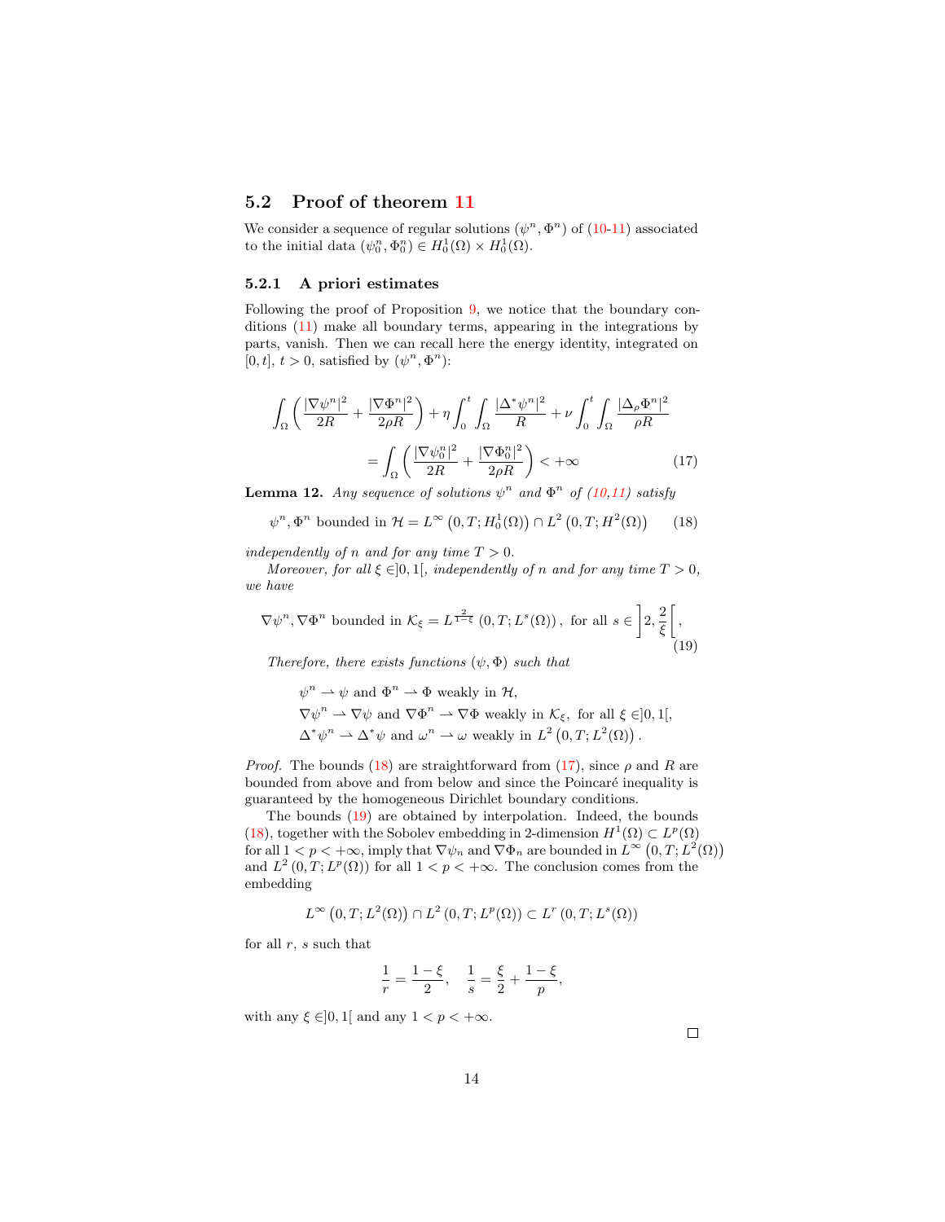## 5.2 Proof of theorem 11

We consider a sequence of regular solutions $(\psi^n, \Phi^n)$ of (10-11) associated to the initial data $(\psi_0^n, \Phi_0^n) \in H_0^1(\Omega) \times H_0^1(\Omega)$.

### 5.2.1 A priori estimates

Following the proof of Proposition 9, we notice that the boundary conditions (11) make all boundary terms, appearing in the integrations by parts, vanish. Then we can recall here the energy identity, integrated on $[0,t]$, $t > 0$, satisfied by $(\psi^n, \Phi^n)$:

$$
\int_\Omega \left( \frac{|\nabla \psi^n|^2}{2R} + \frac{|\nabla \Phi^n|^2}{2\rho R} \right) + \eta \int_0^t \int_\Omega \frac{|\Delta^* \psi^n|^2}{R} + \nu \int_0^t \int_\Omega \frac{|\Delta_\rho \Phi^n|^2}{\rho R}
$$
$$
= \int_\Omega \left( \frac{|\nabla \psi_0^n|^2}{2R} + \frac{|\nabla \Phi_0^n|^2}{2\rho R} \right) < +\infty \tag{17}
$$

**Lemma 12.** *Any sequence of solutions $\psi^n$ and $\Phi^n$ of (10,11) satisfy*

$$
\psi^n, \Phi^n \text{ bounded in } \mathcal{H} = L^\infty\left(0,T; H_0^1(\Omega)\right) \cap L^2\left(0,T; H^2(\Omega)\right) \tag{18}
$$

*independently of $n$ and for any time $T > 0$.*

*Moreover, for all $\xi \in ]0,1[$, independently of $n$ and for any time $T > 0$, we have*

$$
\nabla \psi^n, \nabla \Phi^n \text{ bounded in } \mathcal{K}_\xi = L^{\frac{2}{1-\xi}}\left(0,T; L^s(\Omega)\right), \text{ for all } s \in \left]2, \frac{2}{\xi}\right[, \tag{19}
$$

*Therefore, there exists functions $(\psi, \Phi)$ such that*

$$
\begin{aligned}
&\psi^n \rightharpoonup \psi \text{ and } \Phi^n \rightharpoonup \Phi \text{ weakly in } \mathcal{H},\\
&\nabla \psi^n \rightharpoonup \nabla \psi \text{ and } \nabla \Phi^n \rightharpoonup \nabla \Phi \text{ weakly in } \mathcal{K}_\xi, \text{ for all } \xi \in ]0,1[,\\
&\Delta^* \psi^n \rightharpoonup \Delta^* \psi \text{ and } \omega^n \rightharpoonup \omega \text{ weakly in } L^2\left(0,T; L^2(\Omega)\right).
\end{aligned}
$$

*Proof.* The bounds (18) are straightforward from (17), since $\rho$ and $R$ are bounded from above and from below and since the Poincaré inequality is guaranteed by the homogeneous Dirichlet boundary conditions.

The bounds (19) are obtained by interpolation. Indeed, the bounds (18), together with the Sobolev embedding in 2-dimension $H^1(\Omega) \subset L^p(\Omega)$ for all $1 < p < +\infty$, imply that $\nabla \psi_n$ and $\nabla \Phi_n$ are bounded in $L^\infty\left(0,T; L^2(\Omega)\right)$ and $L^2\left(0,T; L^p(\Omega)\right)$ for all $1 < p < +\infty$. The conclusion comes from the embedding

$$
L^\infty\left(0,T; L^2(\Omega)\right) \cap L^2\left(0,T; L^p(\Omega)\right) \subset L^r\left(0,T; L^s(\Omega)\right)
$$

for all $r$, $s$ such that

$$
\frac{1}{r} = \frac{1-\xi}{2}, \quad \frac{1}{s} = \frac{\xi}{2} + \frac{1-\xi}{p},
$$

with any $\xi \in ]0,1[$ and any $1 < p < +\infty$.

□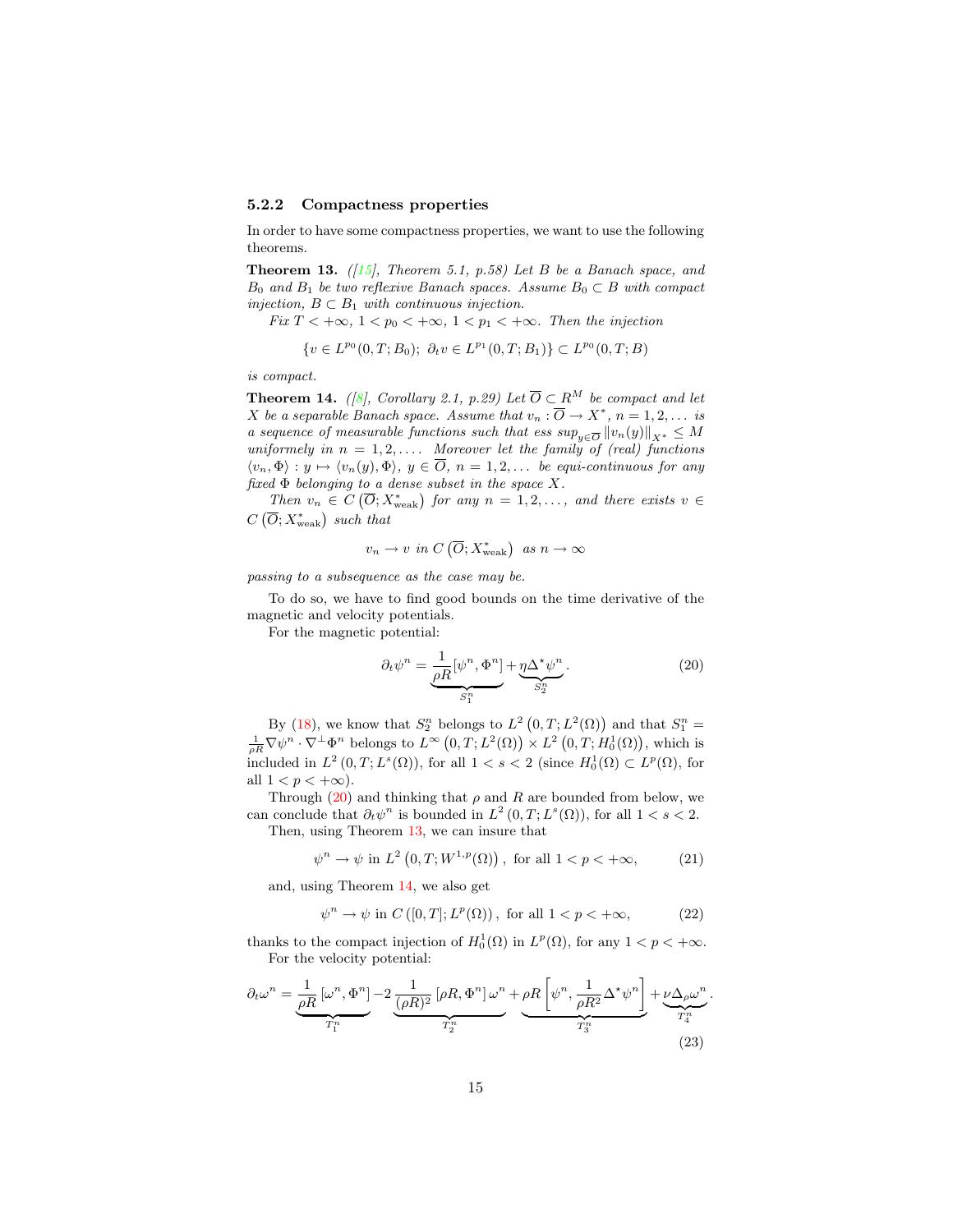### 5.2.2 Compactness properties

In order to have some compactness properties, we want to use the following theorems.

**Theorem 13.** *([15], Theorem 5.1, p.58) Let $B$ be a Banach space, and $B_0$ and $B_1$ be two reflexive Banach spaces. Assume $B_0 \subset B$ with compact injection, $B \subset B_1$ with continuous injection.*

*Fix $T < +\infty$, $1 < p_0 < +\infty$, $1 < p_1 < +\infty$. Then the injection*

$$\{v \in L^{p_0}(0,T;B_0);\ \partial_t v \in L^{p_1}(0,T;B_1)\} \subset L^{p_0}(0,T;B)$$

*is compact.*

**Theorem 14.** *([8], Corollary 2.1, p.29) Let $\overline{O} \subset R^M$ be compact and let $X$ be a separable Banach space. Assume that $v_n : \overline{O} \to X^*$, $n = 1, 2, \dots$ is a sequence of measurable functions such that ess $sup_{y\in\overline{O}} \|v_n(y)\|_{X^*} \leq M$ uniformely in $n = 1, 2, \dots$. Moreover let the family of (real) functions $\langle v_n, \Phi\rangle : y \mapsto \langle v_n(y), \Phi\rangle$, $y \in \overline{O}$, $n = 1, 2, \dots$ be equi-continuous for any fixed $\Phi$ belonging to a dense subset in the space $X$.*

*Then $v_n \in C\left(\overline{O}; X^*_{\text{weak}}\right)$ for any $n = 1, 2, \dots$, and there exists $v \in C\left(\overline{O}; X^*_{\text{weak}}\right)$ such that*

$$v_n \to v \text{ in } C\left(\overline{O}; X^*_{\text{weak}}\right) \text{ as } n \to \infty$$

*passing to a subsequence as the case may be.*

To do so, we have to find good bounds on the time derivative of the magnetic and velocity potentials.

For the magnetic potential:

$$\partial_t \psi^n = \underbrace{\frac{1}{\rho R}[\psi^n, \Phi^n]}_{S_1^n} + \underbrace{\eta \Delta^\star \psi^n}_{S_2^n}. \tag{20}$$

By (18), we know that $S_2^n$ belongs to $L^2\left(0,T;L^2(\Omega)\right)$ and that $S_1^n = \frac{1}{\rho R}\nabla\psi^n \cdot \nabla^\perp \Phi^n$ belongs to $L^\infty\left(0,T;L^2(\Omega)\right) \times L^2\left(0,T;H_0^1(\Omega)\right)$, which is included in $L^2\left(0,T;L^s(\Omega)\right)$, for all $1 < s < 2$ (since $H_0^1(\Omega) \subset L^p(\Omega)$, for all $1 < p < +\infty$).

Through (20) and thinking that $\rho$ and $R$ are bounded from below, we can conclude that $\partial_t \psi^n$ is bounded in $L^2\left(0,T;L^s(\Omega)\right)$, for all $1 < s < 2$.

Then, using Theorem 13, we can insure that

$$\psi^n \to \psi \text{ in } L^2\left(0,T;W^{1,p}(\Omega)\right), \text{ for all } 1 < p < +\infty, \tag{21}$$

and, using Theorem 14, we also get

$$\psi^n \to \psi \text{ in } C\left([0,T];L^p(\Omega)\right), \text{ for all } 1 < p < +\infty, \tag{22}$$

thanks to the compact injection of $H_0^1(\Omega)$ in $L^p(\Omega)$, for any $1 < p < +\infty$.

For the velocity potential:

$$\partial_t \omega^n = \underbrace{\frac{1}{\rho R}\left[\omega^n, \Phi^n\right]}_{T_1^n} - 2\underbrace{\frac{1}{(\rho R)^2}\left[\rho R, \Phi^n\right]\omega^n}_{T_2^n} + \underbrace{\rho R\left[\psi^n, \frac{1}{\rho R^2}\Delta^\star \psi^n\right]}_{T_3^n} + \underbrace{\nu \Delta_\rho \omega^n}_{T_4^n}. \tag{23}$$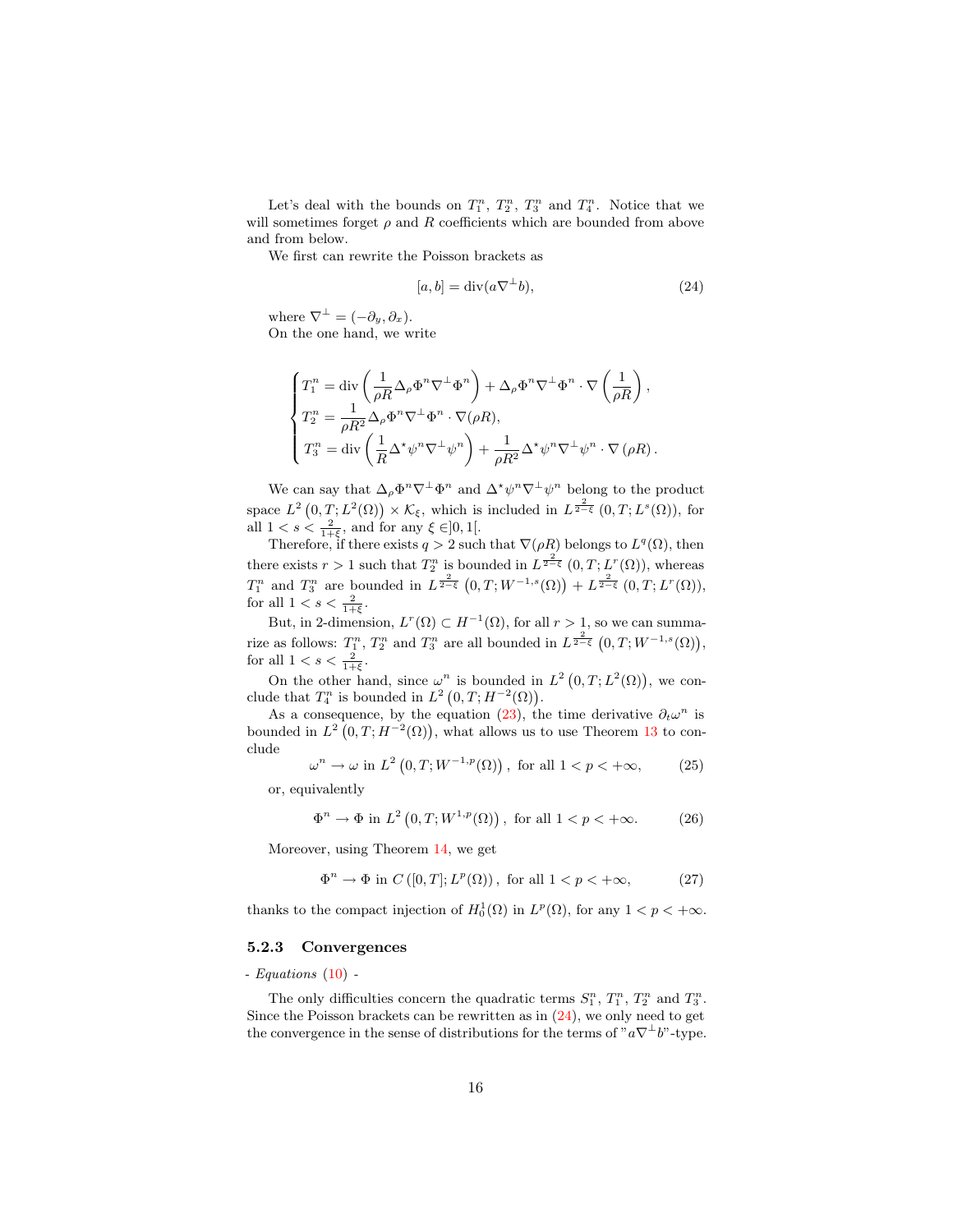Let's deal with the bounds on $T_1^n$, $T_2^n$, $T_3^n$ and $T_4^n$. Notice that we will sometimes forget $\rho$ and $R$ coefficients which are bounded from above and from below.

We first can rewrite the Poisson brackets as

$$[a,b] = \operatorname{div}(a\nabla^\perp b), \tag{24}$$

where $\nabla^\perp = (-\partial_y, \partial_x)$.

On the one hand, we write

$$\begin{cases} T_1^n = \operatorname{div}\left(\dfrac{1}{\rho R}\Delta_\rho \Phi^n \nabla^\perp \Phi^n\right) + \Delta_\rho \Phi^n \nabla^\perp \Phi^n \cdot \nabla\left(\dfrac{1}{\rho R}\right), \\ T_2^n = \dfrac{1}{\rho R^2}\Delta_\rho \Phi^n \nabla^\perp \Phi^n \cdot \nabla(\rho R), \\ T_3^n = \operatorname{div}\left(\dfrac{1}{R}\Delta^\star \psi^n \nabla^\perp \psi^n\right) + \dfrac{1}{\rho R^2}\Delta^\star \psi^n \nabla^\perp \psi^n \cdot \nabla(\rho R). \end{cases}$$

We can say that $\Delta_\rho \Phi^n \nabla^\perp \Phi^n$ and $\Delta^\star \psi^n \nabla^\perp \psi^n$ belong to the product space $L^2\left(0,T;L^2(\Omega)\right) \times \mathcal{K}_\xi$, which is included in $L^{\frac{2}{2-\xi}}\left(0,T;L^s(\Omega)\right)$, for all $1 < s < \frac{2}{1+\xi}$, and for any $\xi \in ]0,1[$.

Therefore, if there exists $q > 2$ such that $\nabla(\rho R)$ belongs to $L^q(\Omega)$, then there exists $r > 1$ such that $T_2^n$ is bounded in $L^{\frac{2}{2-\xi}}\left(0,T;L^r(\Omega)\right)$, whereas $T_1^n$ and $T_3^n$ are bounded in $L^{\frac{2}{2-\xi}}\left(0,T;W^{-1,s}(\Omega)\right) + L^{\frac{2}{2-\xi}}\left(0,T;L^r(\Omega)\right)$, for all $1 < s < \frac{2}{1+\xi}$.

But, in 2-dimension, $L^r(\Omega) \subset H^{-1}(\Omega)$, for all $r > 1$, so we can summarize as follows: $T_1^n$, $T_2^n$ and $T_3^n$ are all bounded in $L^{\frac{2}{2-\xi}}\left(0,T;W^{-1,s}(\Omega)\right)$, for all $1 < s < \frac{2}{1+\xi}$.

On the other hand, since $\omega^n$ is bounded in $L^2\left(0,T;L^2(\Omega)\right)$, we conclude that $T_4^n$ is bounded in $L^2\left(0,T;H^{-2}(\Omega)\right)$.

As a consequence, by the equation (23), the time derivative $\partial_t \omega^n$ is bounded in $L^2\left(0,T;H^{-2}(\Omega)\right)$, what allows us to use Theorem 13 to conclude

$$\omega^n \to \omega \text{ in } L^2\left(0,T;W^{-1,p}(\Omega)\right), \text{ for all } 1 < p < +\infty, \tag{25}$$

or, equivalently

$$\Phi^n \to \Phi \text{ in } L^2\left(0,T;W^{1,p}(\Omega)\right), \text{ for all } 1 < p < +\infty. \tag{26}$$

Moreover, using Theorem 14, we get

$$\Phi^n \to \Phi \text{ in } C\left([0,T];L^p(\Omega)\right), \text{ for all } 1 < p < +\infty, \tag{27}$$

thanks to the compact injection of $H_0^1(\Omega)$ in $L^p(\Omega)$, for any $1 < p < +\infty$.

### 5.2.3 Convergences

*- Equations (10) -*

The only difficulties concern the quadratic terms $S_1^n$, $T_1^n$, $T_2^n$ and $T_3^n$. Since the Poisson brackets can be rewritten as in (24), we only need to get the convergence in the sense of distributions for the terms of "$a\nabla^\perp b$"-type.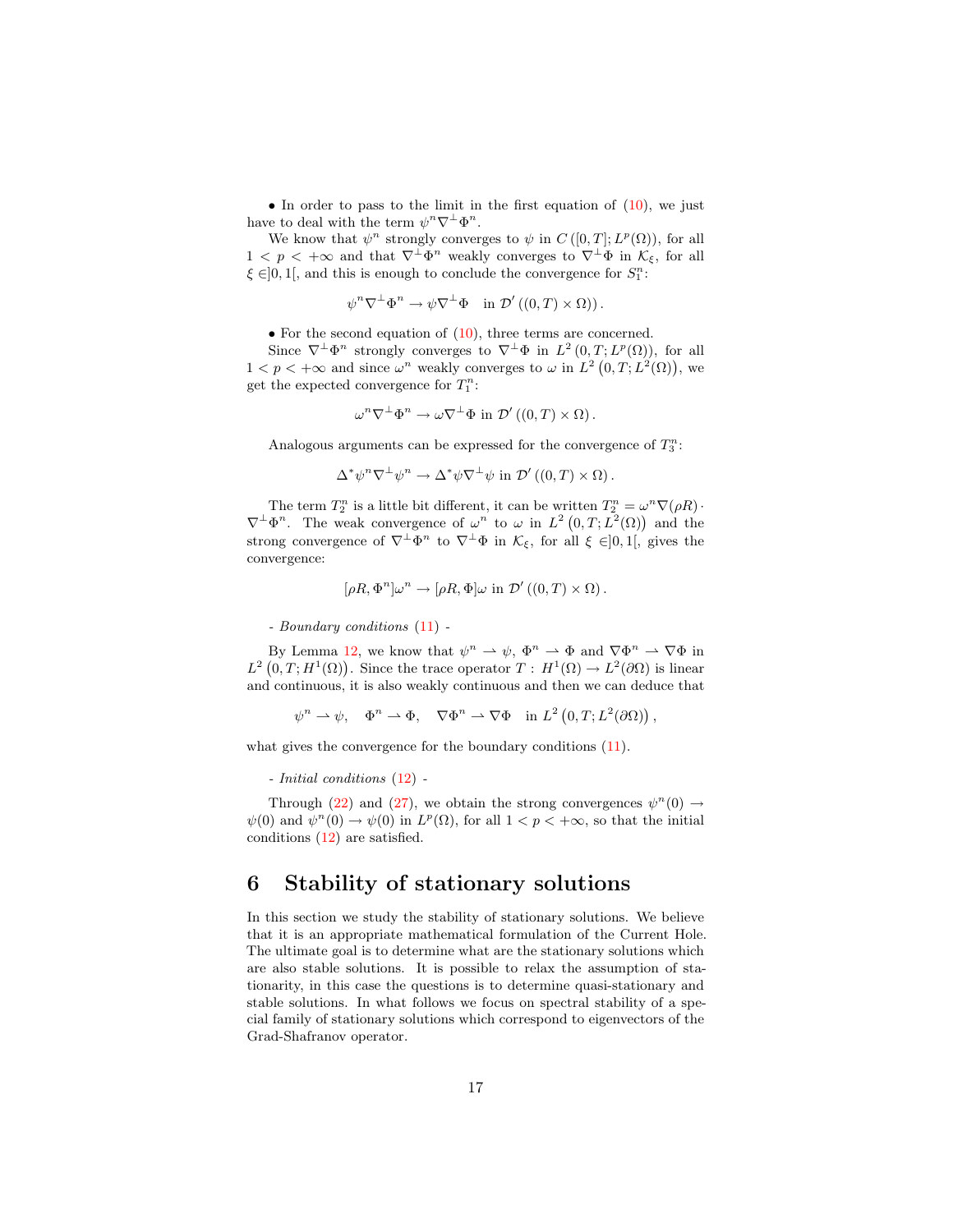• In order to pass to the limit in the first equation of (10), we just have to deal with the term $\psi^n \nabla^\perp \Phi^n$.

We know that $\psi^n$ strongly converges to $\psi$ in $C([0,T]; L^p(\Omega))$, for all $1 < p < +\infty$ and that $\nabla^\perp \Phi^n$ weakly converges to $\nabla^\perp \Phi$ in $\mathcal{K}_\xi$, for all $\xi \in ]0,1[$, and this is enough to conclude the convergence for $S_1^n$:

$$\psi^n \nabla^\perp \Phi^n \to \psi \nabla^\perp \Phi \quad \text{in } \mathcal{D}'\left((0,T) \times \Omega\right).$$

• For the second equation of (10), three terms are concerned.

Since $\nabla^\perp \Phi^n$ strongly converges to $\nabla^\perp \Phi$ in $L^2(0,T; L^p(\Omega))$, for all $1 < p < +\infty$ and since $\omega^n$ weakly converges to $\omega$ in $L^2\left(0,T; L^2(\Omega)\right)$, we get the expected convergence for $T_1^n$:

$$\omega^n \nabla^\perp \Phi^n \to \omega \nabla^\perp \Phi \text{ in } \mathcal{D}'\left((0,T) \times \Omega\right).$$

Analogous arguments can be expressed for the convergence of $T_3^n$:

$$\Delta^* \psi^n \nabla^\perp \psi^n \to \Delta^* \psi \nabla^\perp \psi \text{ in } \mathcal{D}'\left((0,T) \times \Omega\right).$$

The term $T_2^n$ is a little bit different, it can be written $T_2^n = \omega^n \nabla(\rho R) \cdot \nabla^\perp \Phi^n$. The weak convergence of $\omega^n$ to $\omega$ in $L^2\left(0,T; L^2(\Omega)\right)$ and the strong convergence of $\nabla^\perp \Phi^n$ to $\nabla^\perp \Phi$ in $\mathcal{K}_\xi$, for all $\xi \in ]0,1[$, gives the convergence:

$$[\rho R, \Phi^n]\omega^n \to [\rho R, \Phi]\omega \text{ in } \mathcal{D}'\left((0,T) \times \Omega\right).$$

- *Boundary conditions* (11) -

By Lemma 12, we know that $\psi^n \rightharpoonup \psi$, $\Phi^n \rightharpoonup \Phi$ and $\nabla \Phi^n \rightharpoonup \nabla \Phi$ in $L^2\left(0,T; H^1(\Omega)\right)$. Since the trace operator $T : H^1(\Omega) \to L^2(\partial\Omega)$ is linear and continuous, it is also weakly continuous and then we can deduce that

$$\psi^n \rightharpoonup \psi, \quad \Phi^n \rightharpoonup \Phi, \quad \nabla \Phi^n \rightharpoonup \nabla \Phi \quad \text{in } L^2\left(0,T; L^2(\partial\Omega)\right),$$

what gives the convergence for the boundary conditions (11).

- *Initial conditions* (12) -

Through (22) and (27), we obtain the strong convergences $\psi^n(0) \to \psi(0)$ and $\psi^n(0) \to \psi(0)$ in $L^p(\Omega)$, for all $1 < p < +\infty$, so that the initial conditions (12) are satisfied.

# 6 Stability of stationary solutions

In this section we study the stability of stationary solutions. We believe that it is an appropriate mathematical formulation of the Current Hole. The ultimate goal is to determine what are the stationary solutions which are also stable solutions. It is possible to relax the assumption of stationarity, in this case the questions is to determine quasi-stationary and stable solutions. In what follows we focus on spectral stability of a special family of stationary solutions which correspond to eigenvectors of the Grad-Shafranov operator.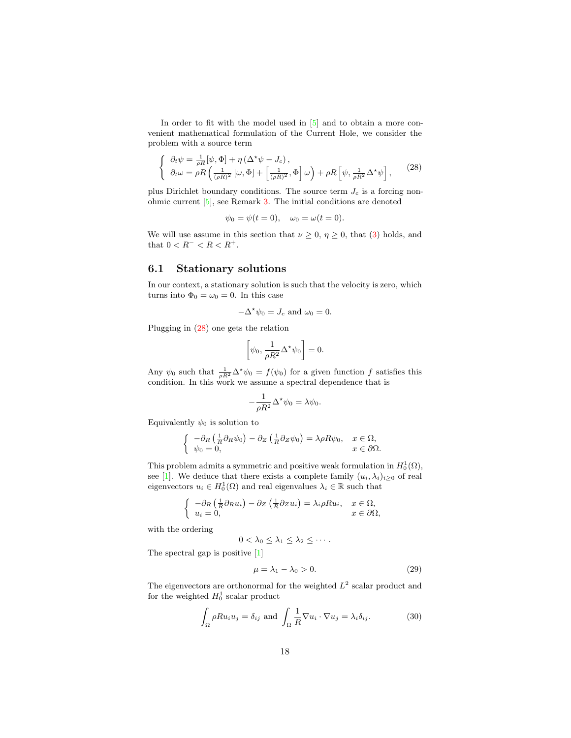In order to fit with the model used in [5] and to obtain a more convenient mathematical formulation of the Current Hole, we consider the problem with a source term

$$\left\{ \begin{array}{l} \partial_t \psi = \frac{1}{\rho R}[\psi, \Phi] + \eta\left(\Delta^\star \psi - J_c\right), \\ \partial_t \omega = \rho R \left( \frac{1}{(\rho R)^2}\left[\omega, \Phi\right] + \left[\frac{1}{(\rho R)^2}, \Phi\right] \omega \right) + \rho R \left[\psi, \frac{1}{\rho R^2} \Delta^\star \psi\right], \end{array} \right. \tag{28}$$

plus Dirichlet boundary conditions. The source term $J_c$ is a forcing non-ohmic current [5], see Remark 3. The initial conditions are denoted

$$\psi_0 = \psi(t=0), \quad \omega_0 = \omega(t=0).$$

We will use assume in this section that $\nu \geq 0$, $\eta \geq 0$, that (3) holds, and that $0 < R^- < R < R^+$.

## 6.1 Stationary solutions

In our context, a stationary solution is such that the velocity is zero, which turns into $\Phi_0 = \omega_0 = 0$. In this case

$$-\Delta^\star \psi_0 = J_c \text{ and } \omega_0 = 0.$$

Plugging in (28) one gets the relation

$$\left[\psi_0, \frac{1}{\rho R^2} \Delta^\star \psi_0\right] = 0.$$

Any $\psi_0$ such that $\frac{1}{\rho R^2}\Delta^\star \psi_0 = f(\psi_0)$ for a given function $f$ satisfies this condition. In this work we assume a spectral dependence that is

$$-\frac{1}{\rho R^2} \Delta^\star \psi_0 = \lambda \psi_0.$$

Equivalently $\psi_0$ is solution to

$$\left\{ \begin{array}{ll} -\partial_R\left(\frac{1}{R}\partial_R \psi_0\right) - \partial_Z\left(\frac{1}{R}\partial_Z \psi_0\right) = \lambda \rho R \psi_0, & x \in \Omega, \\ \psi_0 = 0, & x \in \partial\Omega. \end{array} \right.$$

This problem admits a symmetric and positive weak formulation in $H_0^1(\Omega)$, see [1]. We deduce that there exists a complete family $(u_i, \lambda_i)_{i \geq 0}$ of real eigenvectors $u_i \in H_0^1(\Omega)$ and real eigenvalues $\lambda_i \in \mathbb{R}$ such that

$$\left\{ \begin{array}{ll} -\partial_R\left(\frac{1}{R}\partial_R u_i\right) - \partial_Z\left(\frac{1}{R}\partial_Z u_i\right) = \lambda_i \rho R u_i, & x \in \Omega, \\ u_i = 0, & x \in \partial\Omega, \end{array} \right.$$

with the ordering

$$0 < \lambda_0 \leq \lambda_1 \leq \lambda_2 \leq \cdots.$$

The spectral gap is positive [1]

$$\mu = \lambda_1 - \lambda_0 > 0. \tag{29}$$

The eigenvectors are orthonormal for the weighted $L^2$ scalar product and for the weighted $H_0^1$ scalar product

$$\int_\Omega \rho R u_i u_j = \delta_{ij} \text{ and } \int_\Omega \frac{1}{R} \nabla u_i \cdot \nabla u_j = \lambda_i \delta_{ij}. \tag{30}$$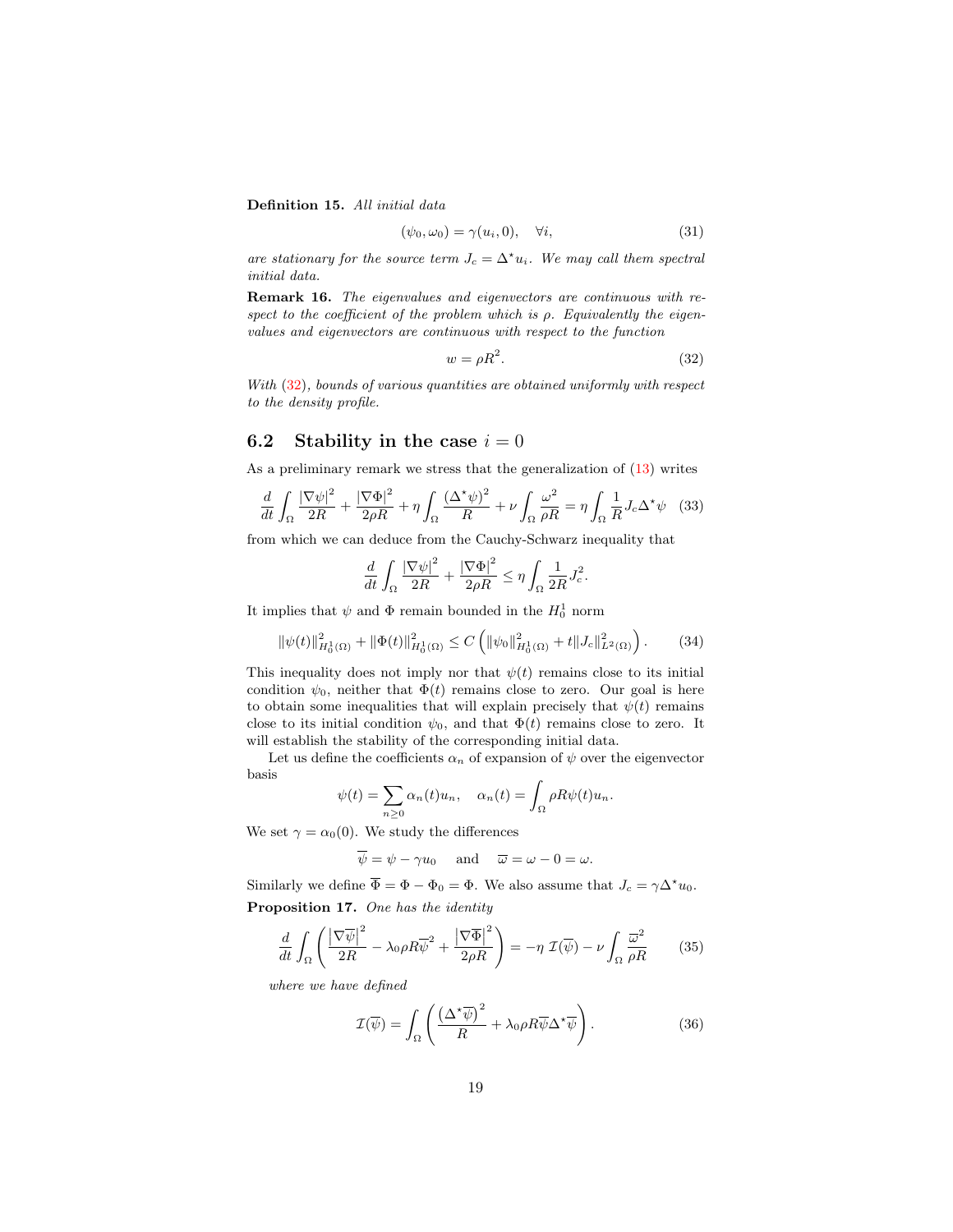**Definition 15.** *All initial data*

$$(\psi_0, \omega_0) = \gamma(u_i, 0), \quad \forall i, \tag{31}$$

*are stationary for the source term $J_c = \Delta^\star u_i$. We may call them spectral initial data.*

**Remark 16.** *The eigenvalues and eigenvectors are continuous with respect to the coefficient of the problem which is $\rho$. Equivalently the eigenvalues and eigenvectors are continuous with respect to the function*

$$w = \rho R^2. \tag{32}$$

*With (32), bounds of various quantities are obtained uniformly with respect to the density profile.*

## 6.2 Stability in the case $i = 0$

As a preliminary remark we stress that the generalization of (13) writes

$$\frac{d}{dt}\int_\Omega \frac{|\nabla\psi|^2}{2R} + \frac{|\nabla\Phi|^2}{2\rho R} + \eta\int_\Omega \frac{(\Delta^\star\psi)^2}{R} + \nu\int_\Omega \frac{\omega^2}{\rho R} = \eta\int_\Omega \frac{1}{R}J_c\Delta^\star\psi \tag{33}$$

from which we can deduce from the Cauchy-Schwarz inequality that

$$\frac{d}{dt}\int_\Omega \frac{|\nabla\psi|^2}{2R} + \frac{|\nabla\Phi|^2}{2\rho R} \le \eta\int_\Omega \frac{1}{2R}J_c^2.$$

It implies that $\psi$ and $\Phi$ remain bounded in the $H_0^1$ norm

$$\|\psi(t)\|^2_{H_0^1(\Omega)} + \|\Phi(t)\|^2_{H_0^1(\Omega)} \le C\left(\|\psi_0\|^2_{H_0^1(\Omega)} + t\|J_c\|^2_{L^2(\Omega)}\right). \tag{34}$$

This inequality does not imply nor that $\psi(t)$ remains close to its initial condition $\psi_0$, neither that $\Phi(t)$ remains close to zero. Our goal is here to obtain some inequalities that will explain precisely that $\psi(t)$ remains close to its initial condition $\psi_0$, and that $\Phi(t)$ remains close to zero. It will establish the stability of the corresponding initial data.

Let us define the coefficients $\alpha_n$ of expansion of $\psi$ over the eigenvector basis

$$\psi(t) = \sum_{n\ge 0}\alpha_n(t)u_n, \quad \alpha_n(t) = \int_\Omega \rho R\psi(t)u_n.$$

We set $\gamma = \alpha_0(0)$. We study the differences

$$\overline{\psi} = \psi - \gamma u_0 \quad \text{ and } \quad \overline{\omega} = \omega - 0 = \omega.$$

Similarly we define $\overline{\Phi} = \Phi - \Phi_0 = \Phi$. We also assume that $J_c = \gamma\Delta^\star u_0$.

**Proposition 17.** *One has the identity*

$$\frac{d}{dt}\int_\Omega\left(\frac{\left|\nabla\overline{\psi}\right|^2}{2R} - \lambda_0\rho R\overline{\psi}^2 + \frac{\left|\nabla\overline{\Phi}\right|^2}{2\rho R}\right) = -\eta\,\mathcal{I}(\overline{\psi}) - \nu\int_\Omega\frac{\overline{\omega}^2}{\rho R} \tag{35}$$

*where we have defined*

$$\mathcal{I}(\overline{\psi}) = \int_\Omega\left(\frac{\left(\Delta^\star\overline{\psi}\right)^2}{R} + \lambda_0\rho R\overline{\psi}\Delta^\star\overline{\psi}\right). \tag{36}$$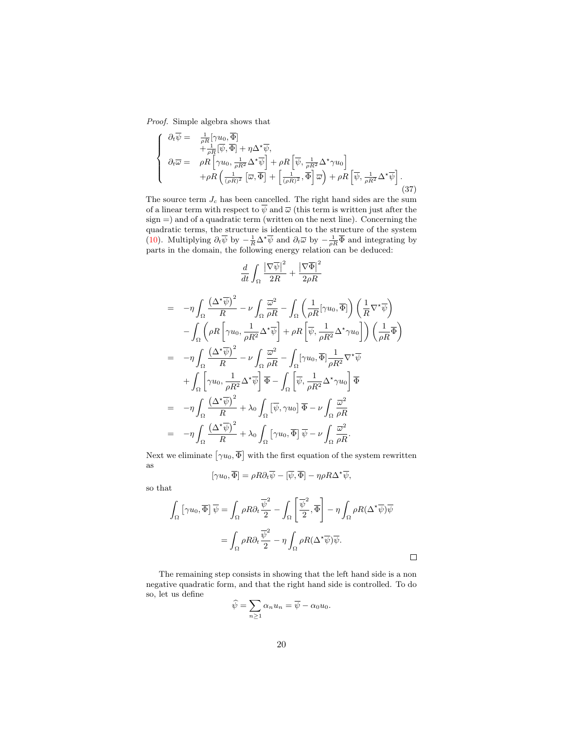*Proof.* Simple algebra shows that

$$
\left\{
\begin{array}{ll}
\partial_t \overline{\psi} = & \frac{1}{\rho R}[\gamma u_0, \overline{\Phi}] \\
& + \frac{1}{\rho R}[\overline{\psi}, \overline{\Phi}] + \eta \Delta^\star \overline{\psi}, \\
\partial_t \overline{\varpi} = & \rho R \left[\gamma u_0, \frac{1}{\rho R^2}\Delta^\star \overline{\psi}\right] + \rho R \left[\overline{\psi}, \frac{1}{\rho R^2}\Delta^\star \gamma u_0\right] \\
& + \rho R \left( \frac{1}{(\rho R)^2}\left[\overline{\varpi}, \overline{\Phi}\right] + \left[\frac{1}{(\rho R)^2}, \overline{\Phi}\right]\overline{\varpi}\right) + \rho R \left[\overline{\psi}, \frac{1}{\rho R^2}\Delta^\star \overline{\psi}\right].
\end{array}
\right.
\tag{37}
$$

The source term $J_c$ has been cancelled. The right hand sides are the sum of a linear term with respect to $\overline{\psi}$ and $\overline{\varpi}$ (this term is written just after the sign =) and of a quadratic term (written on the next line). Concerning the quadratic terms, the structure is identical to the structure of the system (10). Multiplying $\partial_t \overline{\psi}$ by $-\frac{1}{R}\Delta^\star \overline{\psi}$ and $\partial_t \overline{\varpi}$ by $-\frac{1}{\rho R}\overline{\Phi}$ and integrating by parts in the domain, the following energy relation can be deduced:

$$
\frac{d}{dt}\int_\Omega \frac{\left|\nabla \overline{\psi}\right|^2}{2R} + \frac{\left|\nabla \overline{\Phi}\right|^2}{2\rho R}
$$

$$
\begin{aligned}
= \quad & -\eta \int_\Omega \frac{\left(\Delta^\star \overline{\psi}\right)^2}{R} - \nu \int_\Omega \frac{\overline{\varpi}^2}{\rho R} - \int_\Omega \left(\frac{1}{\rho R}[\gamma u_0, \overline{\Phi}]\right)\left(\frac{1}{R}\nabla^\star \overline{\psi}\right) \\
& - \int_\Omega \left(\rho R \left[\gamma u_0, \frac{1}{\rho R^2}\Delta^\star \overline{\psi}\right] + \rho R \left[\overline{\psi}, \frac{1}{\rho R^2}\Delta^\star \gamma u_0\right]\right)\left(\frac{1}{\rho R}\overline{\Phi}\right) \\
= \quad & -\eta \int_\Omega \frac{\left(\Delta^\star \overline{\psi}\right)^2}{R} - \nu \int_\Omega \frac{\overline{\varpi}^2}{\rho R} - \int_\Omega [\gamma u_0, \overline{\Phi}]\frac{1}{\rho R^2}\nabla^\star \overline{\psi} \\
& + \int_\Omega \left[\gamma u_0, \frac{1}{\rho R^2}\Delta^\star \overline{\psi}\right]\overline{\Phi} - \int_\Omega \left[\overline{\psi}, \frac{1}{\rho R^2}\Delta^\star \gamma u_0\right]\overline{\Phi} \\
= \quad & -\eta \int_\Omega \frac{\left(\Delta^\star \overline{\psi}\right)^2}{R} + \lambda_0 \int_\Omega \left[\overline{\psi}, \gamma u_0\right]\overline{\Phi} - \nu \int_\Omega \frac{\overline{\varpi}^2}{\rho R} \\
= \quad & -\eta \int_\Omega \frac{\left(\Delta^\star \overline{\psi}\right)^2}{R} + \lambda_0 \int_\Omega \left[\gamma u_0, \overline{\Phi}\right]\overline{\psi} - \nu \int_\Omega \frac{\overline{\varpi}^2}{\rho R}.
\end{aligned}
$$

Next we eliminate $\left[\gamma u_0, \overline{\Phi}\right]$ with the first equation of the system rewritten as

$$
[\gamma u_0, \overline{\Phi}] = \rho R \partial_t \overline{\psi} - [\overline{\psi}, \overline{\Phi}] - \eta \rho R \Delta^\star \overline{\psi},
$$

so that

$$
\begin{aligned}
\int_\Omega \left[\gamma u_0, \overline{\Phi}\right]\overline{\psi} &= \int_\Omega \rho R \partial_t \frac{\overline{\psi}^2}{2} - \int_\Omega \left[\frac{\overline{\psi}^2}{2}, \overline{\Phi}\right] - \eta \int_\Omega \rho R (\Delta^\star \overline{\psi})\overline{\psi} \\
&= \int_\Omega \rho R \partial_t \frac{\overline{\psi}^2}{2} - \eta \int_\Omega \rho R (\Delta^\star \overline{\psi})\overline{\psi}.
\end{aligned}
$$

□

The remaining step consists in showing that the left hand side is a non negative quadratic form, and that the right hand side is controlled. To do so, let us define

$$
\widehat{\psi} = \sum_{n \geq 1} \alpha_n u_n = \overline{\psi} - \alpha_0 u_0.
$$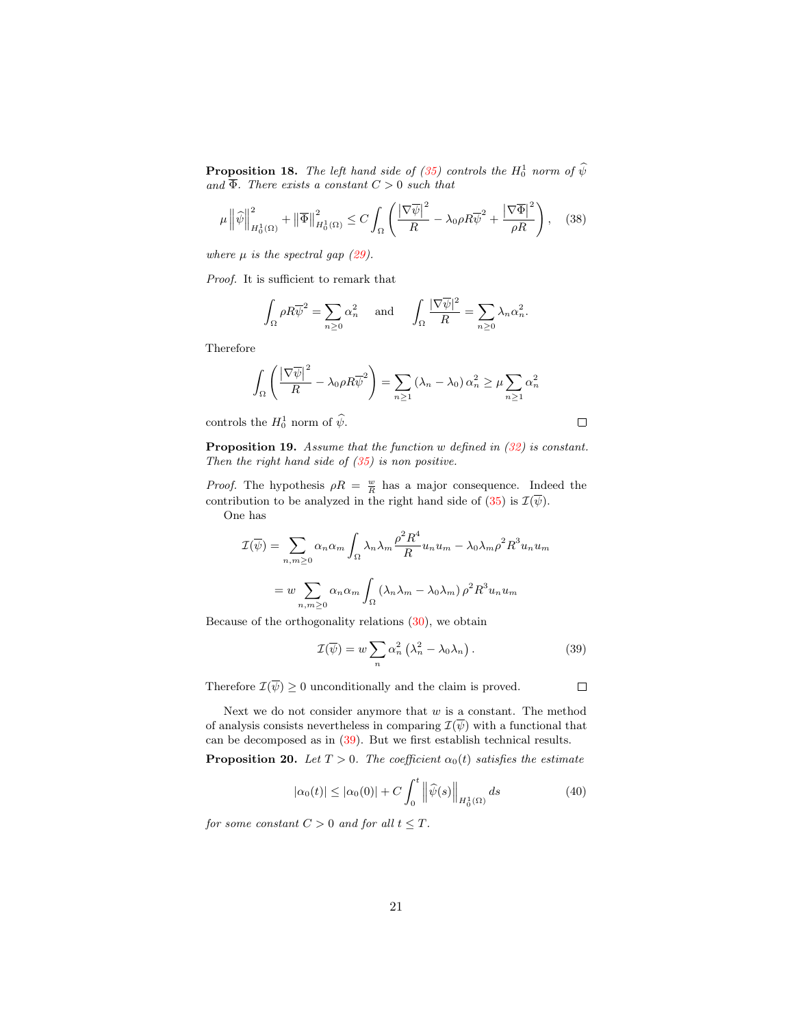**Proposition 18.** *The left hand side of (35) controls the $H_0^1$ norm of $\widehat{\psi}$ and $\overline{\Phi}$. There exists a constant $C > 0$ such that*

$$\mu \left\| \widehat{\psi} \right\|^2_{H_0^1(\Omega)} + \left\| \overline{\Phi} \right\|^2_{H_0^1(\Omega)} \leq C \int_\Omega \left( \frac{\left|\nabla \overline{\psi}\right|^2}{R} - \lambda_0 \rho R \overline{\psi}^2 + \frac{\left|\nabla \overline{\Phi}\right|^2}{\rho R} \right), \tag{38}$$

*where $\mu$ is the spectral gap (29).*

*Proof.* It is sufficient to remark that

$$\int_\Omega \rho R \overline{\psi}^2 = \sum_{n \geq 0} \alpha_n^2 \quad \text{and} \quad \int_\Omega \frac{|\nabla \overline{\psi}|^2}{R} = \sum_{n \geq 0} \lambda_n \alpha_n^2.$$

Therefore

$$\int_\Omega \left( \frac{\left|\nabla \overline{\psi}\right|^2}{R} - \lambda_0 \rho R \overline{\psi}^2 \right) = \sum_{n \geq 1} \left(\lambda_n - \lambda_0\right) \alpha_n^2 \geq \mu \sum_{n \geq 1} \alpha_n^2$$

controls the $H_0^1$ norm of $\widehat{\psi}$. $\square$

**Proposition 19.** *Assume that the function $w$ defined in (32) is constant. Then the right hand side of (35) is non positive.*

*Proof.* The hypothesis $\rho R = \frac{w}{R}$ has a major consequence. Indeed the contribution to be analyzed in the right hand side of (35) is $\mathcal{I}(\overline{\psi})$.

One has

$$\mathcal{I}(\overline{\psi}) = \sum_{n,m \geq 0} \alpha_n \alpha_m \int_\Omega \lambda_n \lambda_m \frac{\rho^2 R^4}{R} u_n u_m - \lambda_0 \lambda_m \rho^2 R^3 u_n u_m$$

$$= w \sum_{n,m \geq 0} \alpha_n \alpha_m \int_\Omega \left(\lambda_n \lambda_m - \lambda_0 \lambda_m\right) \rho^2 R^3 u_n u_m$$

Because of the orthogonality relations (30), we obtain

$$\mathcal{I}(\overline{\psi}) = w \sum_n \alpha_n^2 \left(\lambda_n^2 - \lambda_0 \lambda_n\right). \tag{39}$$

Therefore $\mathcal{I}(\overline{\psi}) \geq 0$ unconditionally and the claim is proved. $\square$

Next we do not consider anymore that $w$ is a constant. The method of analysis consists nevertheless in comparing $\mathcal{I}(\overline{\psi})$ with a functional that can be decomposed as in (39). But we first establish technical results.

**Proposition 20.** *Let $T > 0$. The coefficient $\alpha_0(t)$ satisfies the estimate*

$$|\alpha_0(t)| \leq |\alpha_0(0)| + C \int_0^t \left\| \widehat{\psi}(s) \right\|_{H_0^1(\Omega)} ds \tag{40}$$

*for some constant $C > 0$ and for all $t \leq T$.*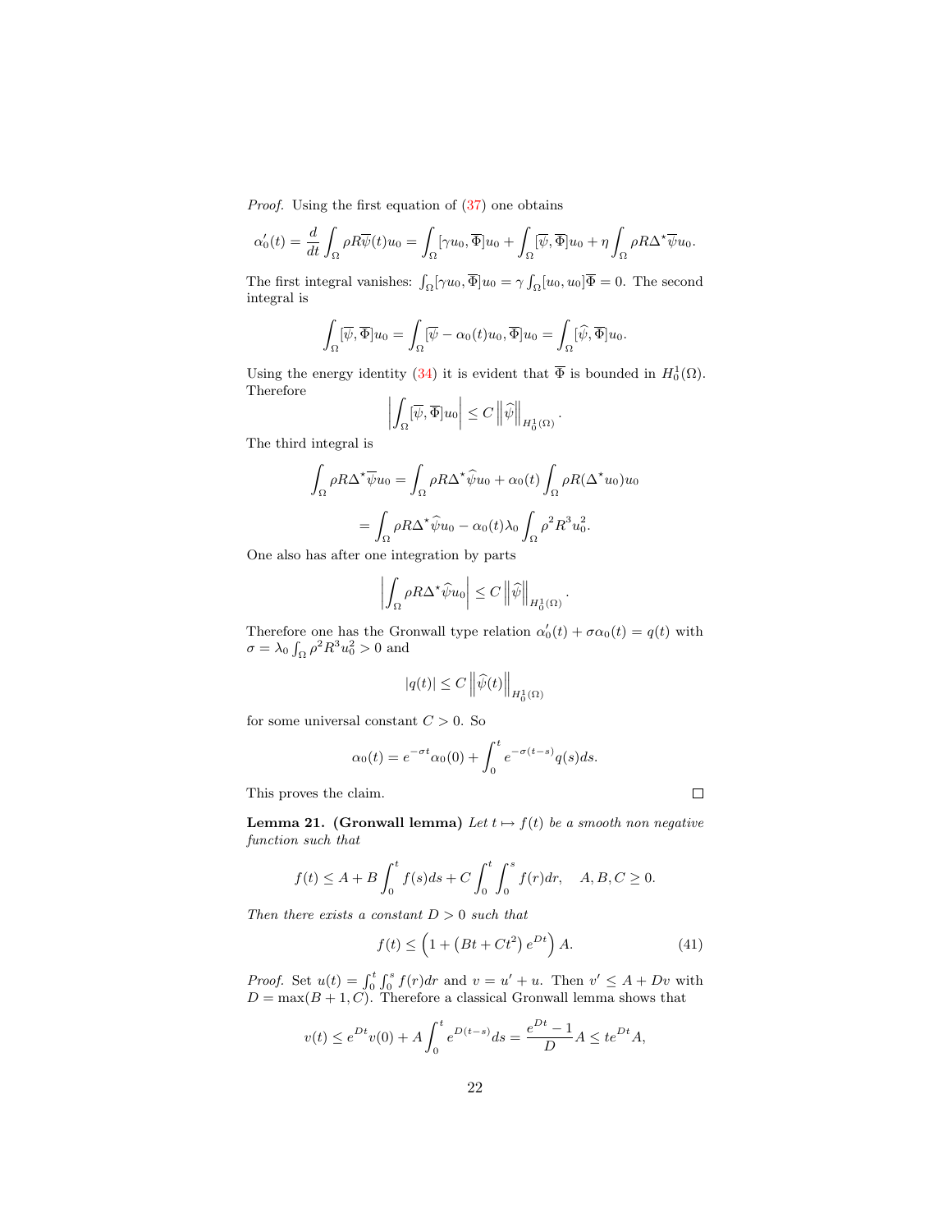*Proof.* Using the first equation of (37) one obtains

$$\alpha_0'(t) = \frac{d}{dt}\int_\Omega \rho R\overline{\psi}(t)u_0 = \int_\Omega [\gamma u_0, \overline{\Phi}]u_0 + \int_\Omega [\overline{\psi}, \overline{\Phi}]u_0 + \eta \int_\Omega \rho R\Delta^\star \overline{\psi} u_0.$$

The first integral vanishes: $\int_\Omega [\gamma u_0, \overline{\Phi}]u_0 = \gamma \int_\Omega [u_0, u_0]\overline{\Phi} = 0$. The second integral is

$$\int_\Omega [\overline{\psi}, \overline{\Phi}]u_0 = \int_\Omega [\overline{\psi} - \alpha_0(t)u_0, \overline{\Phi}]u_0 = \int_\Omega [\widehat{\psi}, \overline{\Phi}]u_0.$$

Using the energy identity (34) it is evident that $\overline{\Phi}$ is bounded in $H_0^1(\Omega)$. Therefore

$$\left| \int_\Omega [\overline{\psi}, \overline{\Phi}]u_0 \right| \le C \left\| \widehat{\psi} \right\|_{H_0^1(\Omega)}.$$

The third integral is

$$\int_\Omega \rho R\Delta^\star \overline{\psi} u_0 = \int_\Omega \rho R\Delta^\star \widehat{\psi} u_0 + \alpha_0(t)\int_\Omega \rho R(\Delta^\star u_0)u_0$$

$$= \int_\Omega \rho R\Delta^\star \widehat{\psi} u_0 - \alpha_0(t)\lambda_0 \int_\Omega \rho^2 R^3 u_0^2.$$

One also has after one integration by parts

$$\left| \int_\Omega \rho R\Delta^\star \widehat{\psi} u_0 \right| \le C \left\| \widehat{\psi} \right\|_{H_0^1(\Omega)}.$$

Therefore one has the Gronwall type relation $\alpha_0'(t) + \sigma\alpha_0(t) = q(t)$ with $\sigma = \lambda_0 \int_\Omega \rho^2 R^3 u_0^2 > 0$ and

$$|q(t)| \le C \left\| \widehat{\psi}(t) \right\|_{H_0^1(\Omega)}$$

for some universal constant $C > 0$. So

$$\alpha_0(t) = e^{-\sigma t}\alpha_0(0) + \int_0^t e^{-\sigma(t-s)}q(s)ds.$$

This proves the claim. $\square$

**Lemma 21. (Gronwall lemma)** *Let $t \mapsto f(t)$ be a smooth non negative function such that*

$$f(t) \le A + B\int_0^t f(s)ds + C\int_0^t \int_0^s f(r)dr, \quad A, B, C \ge 0.$$

*Then there exists a constant $D > 0$ such that*

$$f(t) \le \left(1 + \left(Bt + Ct^2\right)e^{Dt}\right)A. \tag{41}$$

*Proof.* Set $u(t) = \int_0^t \int_0^s f(r)dr$ and $v = u' + u$. Then $v' \le A + Dv$ with $D = \max(B+1, C)$. Therefore a classical Gronwall lemma shows that

$$v(t) \le e^{Dt}v(0) + A\int_0^t e^{D(t-s)}ds = \frac{e^{Dt}-1}{D}A \le te^{Dt}A,$$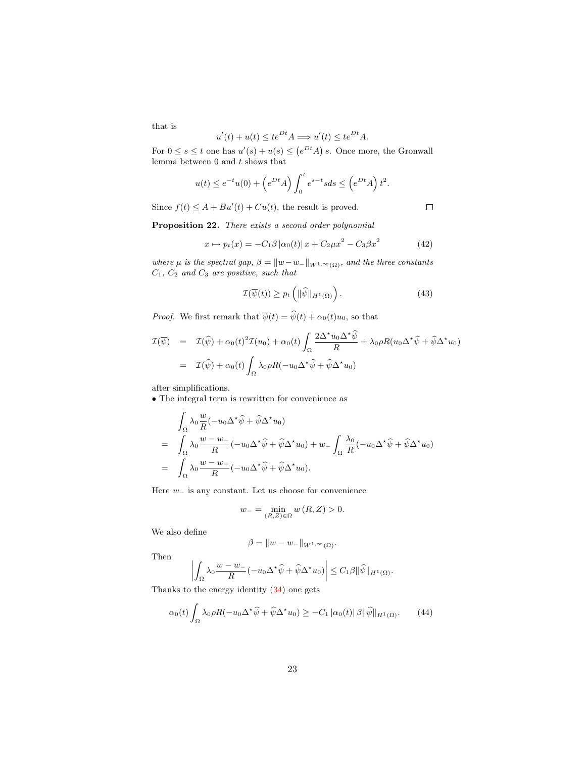that is

$$u'(t) + u(t) \le te^{Dt}A \Longrightarrow u'(t) \le te^{Dt}A.$$

For $0 \le s \le t$ one has $u'(s) + u(s) \le \left(e^{Dt}A\right) s$. Once more, the Gronwall lemma between 0 and $t$ shows that

$$u(t) \le e^{-t}u(0) + \left(e^{Dt}A\right)\int_0^t e^{s-t} s ds \le \left(e^{Dt}A\right) t^2.$$

Since $f(t) \le A + Bu'(t) + Cu(t)$, the result is proved. $\square$

**Proposition 22.** *There exists a second order polynomial*

$$x \mapsto p_t(x) = -C_1\beta\,|\alpha_0(t)|\,x + C_2\mu x^2 - C_3\beta x^2 \tag{42}$$

*where $\mu$ is the spectral gap, $\beta = \|w - w_-\|_{W^{1,\infty}(\Omega)}$, and the three constants $C_1$, $C_2$ and $C_3$ are positive, such that*

$$\mathcal{I}(\overline{\psi}(t)) \ge p_t\left(\|\widehat{\psi}\|_{H^1(\Omega)}\right). \tag{43}$$

*Proof.* We first remark that $\overline{\psi}(t) = \widehat{\psi}(t) + \alpha_0(t)u_0$, so that

$$\begin{aligned}
\mathcal{I}(\overline{\psi}) &= \mathcal{I}(\widehat{\psi}) + \alpha_0(t)^2\mathcal{I}(u_0) + \alpha_0(t)\int_\Omega \frac{2\Delta^\star u_0 \Delta^\star \widehat{\psi}}{R} + \lambda_0\rho R(u_0\Delta^\star\widehat{\psi} + \widehat{\psi}\Delta^\star u_0) \\
&= \mathcal{I}(\widehat{\psi}) + \alpha_0(t)\int_\Omega \lambda_0\rho R(-u_0\Delta^\star\widehat{\psi} + \widehat{\psi}\Delta^\star u_0)
\end{aligned}$$

after simplifications.

• The integral term is rewritten for convenience as

$$\begin{aligned}
&\int_\Omega \lambda_0\frac{w}{R}(-u_0\Delta^\star\widehat{\psi} + \widehat{\psi}\Delta^\star u_0) \\
=\;& \int_\Omega \lambda_0\frac{w - w_-}{R}(-u_0\Delta^\star\widehat{\psi} + \widehat{\psi}\Delta^\star u_0) + w_-\int_\Omega \frac{\lambda_0}{R}(-u_0\Delta^\star\widehat{\psi} + \widehat{\psi}\Delta^\star u_0) \\
=\;& \int_\Omega \lambda_0\frac{w - w_-}{R}(-u_0\Delta^\star\widehat{\psi} + \widehat{\psi}\Delta^\star u_0).
\end{aligned}$$

Here $w_-$ is any constant. Let us choose for convenience

$$w_- = \min_{(R,Z)\in\Omega} w(R,Z) > 0.$$

We also define

$$\beta = \|w - w_-\|_{W^{1,\infty}(\Omega)}.$$

Then

$$\left|\int_\Omega \lambda_0\frac{w - w_-}{R}(-u_0\Delta^\star\widehat{\psi} + \widehat{\psi}\Delta^\star u_0)\right| \le C_1\beta\|\widehat{\psi}\|_{H^1(\Omega)}.$$

Thanks to the energy identity (34) one gets

$$\alpha_0(t)\int_\Omega \lambda_0\rho R(-u_0\Delta^\star\widehat{\psi} + \widehat{\psi}\Delta^\star u_0) \ge -C_1\,|\alpha_0(t)|\,\beta\|\widehat{\psi}\|_{H^1(\Omega)}. \tag{44}$$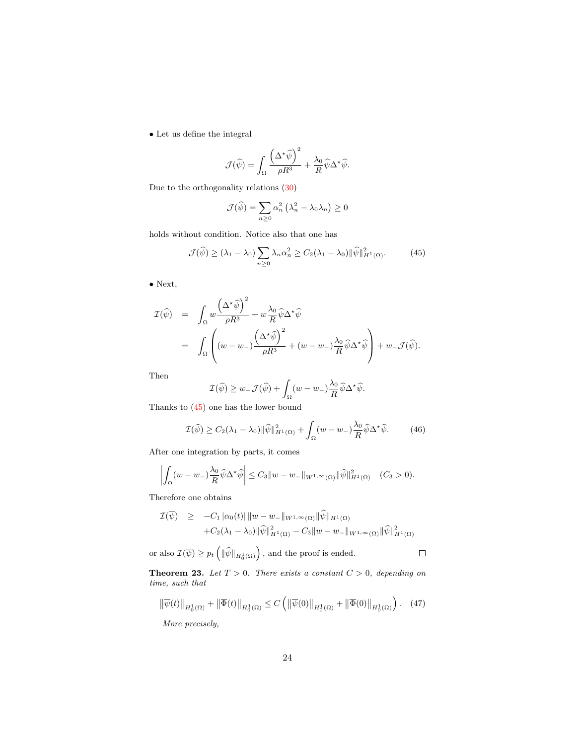• Let us define the integral

$$\mathcal{J}(\widehat{\psi}) = \int_\Omega \frac{\left(\Delta^\star \widehat{\psi}\right)^2}{\rho R^3} + \frac{\lambda_0}{R}\widehat{\psi}\Delta^\star\widehat{\psi}.$$

Due to the orthogonality relations (30)

$$\mathcal{J}(\widehat{\psi}) = \sum_{n\geq 0} \alpha_n^2 \left(\lambda_n^2 - \lambda_0 \lambda_n\right) \geq 0$$

holds without condition. Notice also that one has

$$\mathcal{J}(\widehat{\psi}) \geq (\lambda_1 - \lambda_0)\sum_{n\geq 0}\lambda_n \alpha_n^2 \geq C_2(\lambda_1-\lambda_0)\|\widehat{\psi}\|^2_{H^1(\Omega)}. \tag{45}$$

• Next,

$$\begin{aligned}
\mathcal{I}(\widehat{\psi}) &= \int_\Omega w\frac{\left(\Delta^\star \widehat{\psi}\right)^2}{\rho R^3} + w\frac{\lambda_0}{R}\widehat{\psi}\Delta^\star\widehat{\psi} \\
&= \int_\Omega \left( (w-w_-)\frac{\left(\Delta^\star \widehat{\psi}\right)^2}{\rho R^3} + (w-w_-)\frac{\lambda_0}{R}\widehat{\psi}\Delta^\star\widehat{\psi}\right) + w_-\mathcal{J}(\widehat{\psi}).
\end{aligned}$$

Then

$$\mathcal{I}(\widehat{\psi}) \geq w_-\mathcal{J}(\widehat{\psi}) + \int_\Omega (w-w_-)\frac{\lambda_0}{R}\widehat{\psi}\Delta^\star\widehat{\psi}.$$

Thanks to (45) one has the lower bound

$$\mathcal{I}(\widehat{\psi}) \geq C_2(\lambda_1-\lambda_0)\|\widehat{\psi}\|^2_{H^1(\Omega)} + \int_\Omega (w-w_-)\frac{\lambda_0}{R}\widehat{\psi}\Delta^\star\widehat{\psi}. \tag{46}$$

After one integration by parts, it comes

$$\left|\int_\Omega (w-w_-)\frac{\lambda_0}{R}\widehat{\psi}\Delta^\star\widehat{\psi}\right| \leq C_3\|w-w_-\|_{W^{1,\infty}(\Omega)}\|\widehat{\psi}\|^2_{H^1(\Omega)} \quad (C_3>0).$$

Therefore one obtains

$$\begin{aligned}
\mathcal{I}(\overline{\psi}) \quad \geq \quad & -C_1\,|\alpha_0(t)|\,\|w-w_-\|_{W^{1,\infty}(\Omega)}\|\widehat{\psi}\|_{H^1(\Omega)} \\
& + C_2(\lambda_1-\lambda_0)\|\widehat{\psi}\|^2_{H^1(\Omega)} - C_3\|w-w_-\|_{W^{1,\infty}(\Omega)}\|\widehat{\psi}\|^2_{H^1(\Omega)}
\end{aligned}$$

or also $\mathcal{I}(\overline{\psi}) \geq p_t\left(\|\widehat{\psi}\|_{H^1_0(\Omega)}\right)$, and the proof is ended. □

**Theorem 23.** *Let $T>0$. There exists a constant $C>0$, depending on time, such that*

$$\left\|\overline{\psi}(t)\right\|_{H^1_0(\Omega)} + \left\|\overline{\Phi}(t)\right\|_{H^1_0(\Omega)} \leq C\left(\left\|\overline{\psi}(0)\right\|_{H^1_0(\Omega)} + \left\|\overline{\Phi}(0)\right\|_{H^1_0(\Omega)}\right). \tag{47}$$

*More precisely,*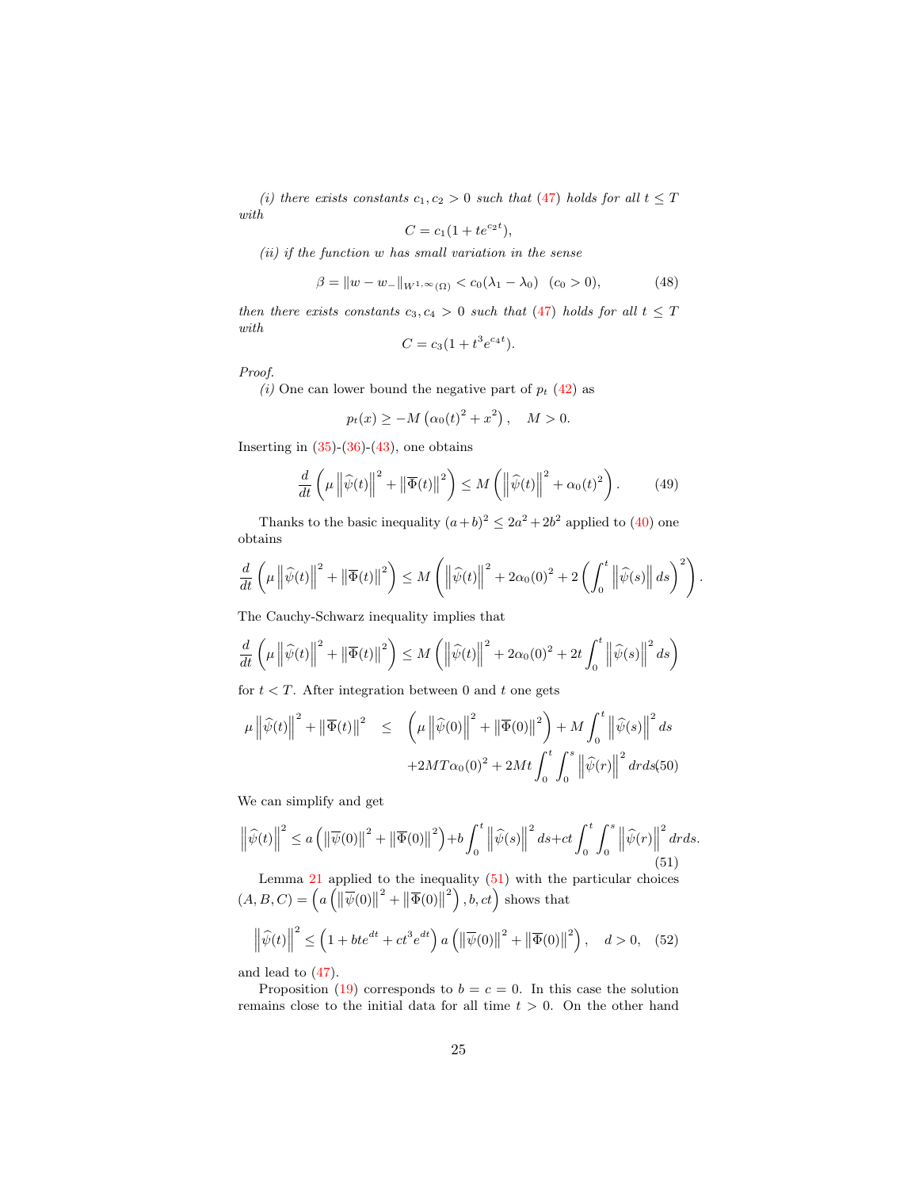*(i) there exists constants $c_1, c_2 > 0$ such that (47) holds for all $t \leq T$ with*

$$C = c_1(1 + te^{c_2 t}),$$

*(ii) if the function $w$ has small variation in the sense*

$$\beta = \|w - w_-\|_{W^{1,\infty}(\Omega)} < c_0(\lambda_1 - \lambda_0) \quad (c_0 > 0), \tag{48}$$

*then there exists constants $c_3, c_4 > 0$ such that (47) holds for all $t \leq T$ with*

$$C = c_3(1 + t^3 e^{c_4 t}).$$

*Proof.*

*(i)* One can lower bound the negative part of $p_t$ (42) as

$$p_t(x) \geq -M\left(\alpha_0(t)^2 + x^2\right), \quad M > 0.$$

Inserting in (35)-(36)-(43), one obtains

$$\frac{d}{dt}\left(\mu \left\|\widehat{\psi}(t)\right\|^2 + \left\|\overline{\Phi}(t)\right\|^2\right) \leq M\left(\left\|\widehat{\psi}(t)\right\|^2 + \alpha_0(t)^2\right). \tag{49}$$

Thanks to the basic inequality $(a+b)^2 \leq 2a^2 + 2b^2$ applied to (40) one obtains

$$\frac{d}{dt}\left(\mu \left\|\widehat{\psi}(t)\right\|^2 + \left\|\overline{\Phi}(t)\right\|^2\right) \leq M\left(\left\|\widehat{\psi}(t)\right\|^2 + 2\alpha_0(0)^2 + 2\left(\int_0^t \left\|\widehat{\psi}(s)\right\| ds\right)^2\right).$$

The Cauchy-Schwarz inequality implies that

$$\frac{d}{dt}\left(\mu \left\|\widehat{\psi}(t)\right\|^2 + \left\|\overline{\Phi}(t)\right\|^2\right) \leq M\left(\left\|\widehat{\psi}(t)\right\|^2 + 2\alpha_0(0)^2 + 2t\int_0^t \left\|\widehat{\psi}(s)\right\|^2 ds\right)$$

for $t < T$. After integration between 0 and $t$ one gets

$$\begin{aligned}\mu \left\|\widehat{\psi}(t)\right\|^2 + \left\|\overline{\Phi}(t)\right\|^2 \quad &\leq \quad \left(\mu \left\|\widehat{\psi}(0)\right\|^2 + \left\|\overline{\Phi}(0)\right\|^2\right) + M\int_0^t \left\|\widehat{\psi}(s)\right\|^2 ds \\ &\quad + 2MT\alpha_0(0)^2 + 2Mt\int_0^t\int_0^s \left\|\widehat{\psi}(r)\right\|^2 dr ds\end{aligned} \tag{50}$$

We can simplify and get

$$\left\|\widehat{\psi}(t)\right\|^2 \leq a\left(\left\|\overline{\psi}(0)\right\|^2 + \left\|\overline{\Phi}(0)\right\|^2\right) + b\int_0^t \left\|\widehat{\psi}(s)\right\|^2 ds + ct\int_0^t\int_0^s \left\|\widehat{\psi}(r)\right\|^2 dr ds. \tag{51}$$

Lemma 21 applied to the inequality (51) with the particular choices $(A, B, C) = \left(a\left(\left\|\overline{\psi}(0)\right\|^2 + \left\|\overline{\Phi}(0)\right\|^2\right), b, ct\right)$ shows that

$$\left\|\widehat{\psi}(t)\right\|^2 \leq \left(1 + bte^{dt} + ct^3 e^{dt}\right) a\left(\left\|\overline{\psi}(0)\right\|^2 + \left\|\overline{\Phi}(0)\right\|^2\right), \quad d > 0, \tag{52}$$

and lead to (47).

Proposition (19) corresponds to $b = c = 0$. In this case the solution remains close to the initial data for all time $t > 0$. On the other hand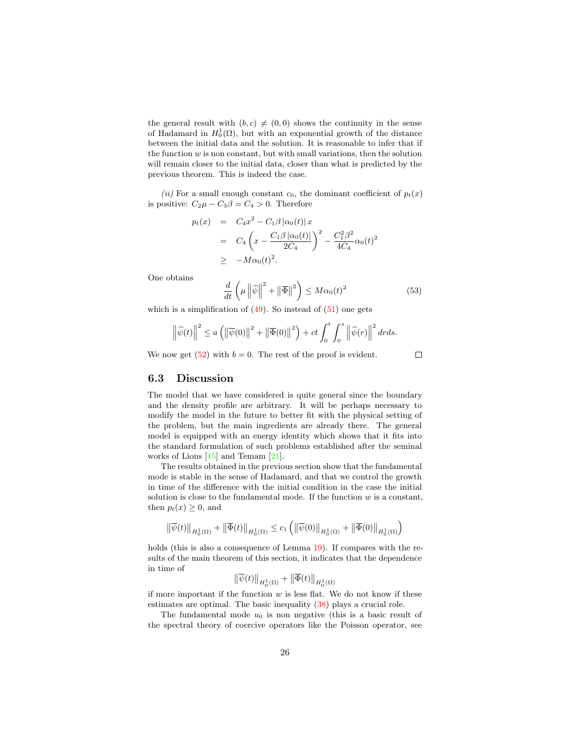the general result with $(b, c) \neq (0, 0)$ shows the continuity in the sense of Hadamard in $H_0^1(\Omega)$, but with an exponential growth of the distance between the initial data and the solution. It is reasonable to infer that if the function $w$ is non constant, but with small variations, then the solution will remain closer to the initial data, closer than what is predicted by the previous theorem. This is indeed the case.

*(ii)* For a small enough constant $c_0$, the dominant coefficient of $p_t(x)$ is positive: $C_2\mu - C_3\beta = C_4 > 0$. Therefore

$$
\begin{aligned}
p_t(x) &= C_4 x^2 - C_1 \beta \left|\alpha_0(t)\right| x \\
&= C_4 \left( x - \frac{C_1 \beta \left|\alpha_0(t)\right|}{2C_4} \right)^2 - \frac{C_1^2 \beta^2}{4C_4} \alpha_0(t)^2 \\
&\geq -M \alpha_0(t)^2.
\end{aligned}
$$

One obtains

$$
\frac{d}{dt} \left( \mu \left\| \widehat{\psi} \right\|^2 + \left\| \overline{\Phi} \right\|^2 \right) \leq M \alpha_0(t)^2 \tag{53}
$$

which is a simplification of (49). So instead of (51) one gets

$$
\left\| \widehat{\psi}(t) \right\|^2 \leq a \left( \left\| \overline{\psi}(0) \right\|^2 + \left\| \overline{\Phi}(0) \right\|^2 \right) + ct \int_0^t \int_0^s \left\| \widehat{\psi}(r) \right\|^2 dr ds.
$$

We now get (52) with $b = 0$. The rest of the proof is evident. □

### 6.3 Discussion

The model that we have considered is quite general since the boundary and the density profile are arbitrary. It will be perhaps necessary to modify the model in the future to better fit with the physical setting of the problem, but the main ingredients are already there. The general model is equipped with an energy identity which shows that it fits into the standard formulation of such problems established after the seminal works of Lions [15] and Temam [21].

The results obtained in the previous section show that the fundamental mode is stable in the sense of Hadamard, and that we control the growth in time of the difference with the initial condition in the case the initial solution is close to the fundamental mode. If the function $w$ is a constant, then $p_t(x) \geq 0$, and

$$
\left\| \overline{\psi}(t) \right\|_{H_0^1(\Omega)} + \left\| \overline{\Phi}(t) \right\|_{H_0^1(\Omega)} \leq c_1 \left( \left\| \overline{\psi}(0) \right\|_{H_0^1(\Omega)} + \left\| \overline{\Phi}(0) \right\|_{H_0^1(\Omega)} \right)
$$

holds (this is also a consequence of Lemma 19). If compares with the results of the main theorem of this section, it indicates that the dependence in time of

$$
\left\| \overline{\psi}(t) \right\|_{H_0^1(\Omega)} + \left\| \overline{\Phi}(t) \right\|_{H_0^1(\Omega)}
$$

if more important if the function $w$ is less flat. We do not know if these estimates are optimal. The basic inequality (38) plays a crucial role.

The fundamental mode $u_0$ is non negative (this is a basic result of the spectral theory of coercive operators like the Poisson operator, see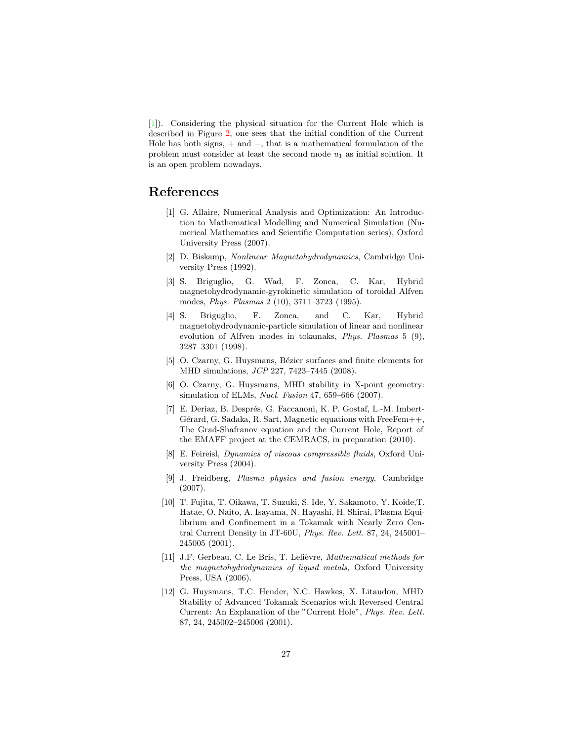[1]). Considering the physical situation for the Current Hole which is described in Figure 2, one sees that the initial condition of the Current Hole has both signs, + and −, that is a mathematical formulation of the problem must consider at least the second mode $u_1$ as initial solution. It is an open problem nowadays.

# References

[1] G. Allaire, Numerical Analysis and Optimization: An Introduction to Mathematical Modelling and Numerical Simulation (Numerical Mathematics and Scientific Computation series), Oxford University Press (2007).

[2] D. Biskamp, *Nonlinear Magnetohydrodynamics*, Cambridge University Press (1992).

[3] S. Briguglio, G. Wad, F. Zonca, C. Kar, Hybrid magnetohydrodynamic-gyrokinetic simulation of toroidal Alfven modes, *Phys. Plasmas* 2 (10), 3711–3723 (1995).

[4] S. Briguglio, F. Zonca, and C. Kar, Hybrid magnetohydrodynamic-particle simulation of linear and nonlinear evolution of Alfven modes in tokamaks, *Phys. Plasmas* 5 (9), 3287–3301 (1998).

[5] O. Czarny, G. Huysmans, Bézier surfaces and finite elements for MHD simulations, *JCP* 227, 7423–7445 (2008).

[6] O. Czarny, G. Huysmans, MHD stability in X-point geometry: simulation of ELMs, *Nucl. Fusion* 47, 659–666 (2007).

[7] E. Deriaz, B. Després, G. Faccanoni, K. P. Gostaf, L.-M. Imbert-Gérard, G. Sadaka, R. Sart, Magnetic equations with FreeFem++, The Grad-Shafranov equation and the Current Hole, Report of the EMAFF project at the CEMRACS, in preparation (2010).

[8] E. Feireisl, *Dynamics of viscous compressible fluids*, Oxford University Press (2004).

[9] J. Freidberg, *Plasma physics and fusion energy*, Cambridge (2007).

[10] T. Fujita, T. Oikawa, T. Suzuki, S. Ide, Y. Sakamoto, Y. Koide,T. Hatae, O. Naito, A. Isayama, N. Hayashi, H. Shirai, Plasma Equilibrium and Confinement in a Tokamak with Nearly Zero Central Current Density in JT-60U, *Phys. Rev. Lett.* 87, 24, 245001–245005 (2001).

[11] J.F. Gerbeau, C. Le Bris, T. Lelièvre, *Mathematical methods for the magnetohydrodynamics of liquid metals*, Oxford University Press, USA (2006).

[12] G. Huysmans, T.C. Hender, N.C. Hawkes, X. Litaudon, MHD Stability of Advanced Tokamak Scenarios with Reversed Central Current: An Explanation of the "Current Hole", *Phys. Rev. Lett.* 87, 24, 245002–245006 (2001).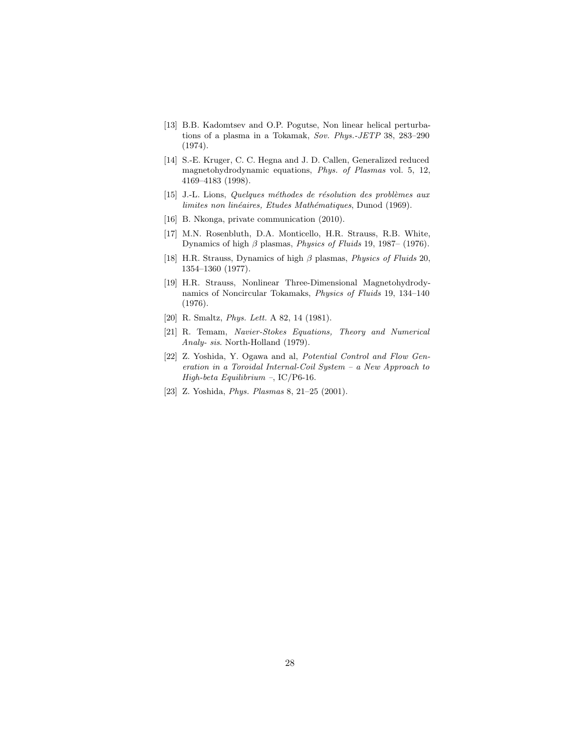[13] B.B. Kadomtsev and O.P. Pogutse, Non linear helical perturbations of a plasma in a Tokamak, *Sov. Phys.-JETP* 38, 283–290 (1974).

[14] S.-E. Kruger, C. C. Hegna and J. D. Callen, Generalized reduced magnetohydrodynamic equations, *Phys. of Plasmas* vol. 5, 12, 4169–4183 (1998).

[15] J.-L. Lions, *Quelques méthodes de résolution des problèmes aux limites non linéaires, Etudes Mathématiques*, Dunod (1969).

[16] B. Nkonga, private communication (2010).

[17] M.N. Rosenbluth, D.A. Monticello, H.R. Strauss, R.B. White, Dynamics of high $\beta$ plasmas, *Physics of Fluids* 19, 1987– (1976).

[18] H.R. Strauss, Dynamics of high $\beta$ plasmas, *Physics of Fluids* 20, 1354–1360 (1977).

[19] H.R. Strauss, Nonlinear Three-Dimensional Magnetohydrodynamics of Noncircular Tokamaks, *Physics of Fluids* 19, 134–140 (1976).

[20] R. Smaltz, *Phys. Lett.* A 82, 14 (1981).

[21] R. Temam, *Navier-Stokes Equations, Theory and Numerical Analy- sis*. North-Holland (1979).

[22] Z. Yoshida, Y. Ogawa and al, *Potential Control and Flow Generation in a Toroidal Internal-Coil System – a New Approach to High-beta Equilibrium –*, IC/P6-16.

[23] Z. Yoshida, *Phys. Plasmas* 8, 21–25 (2001).